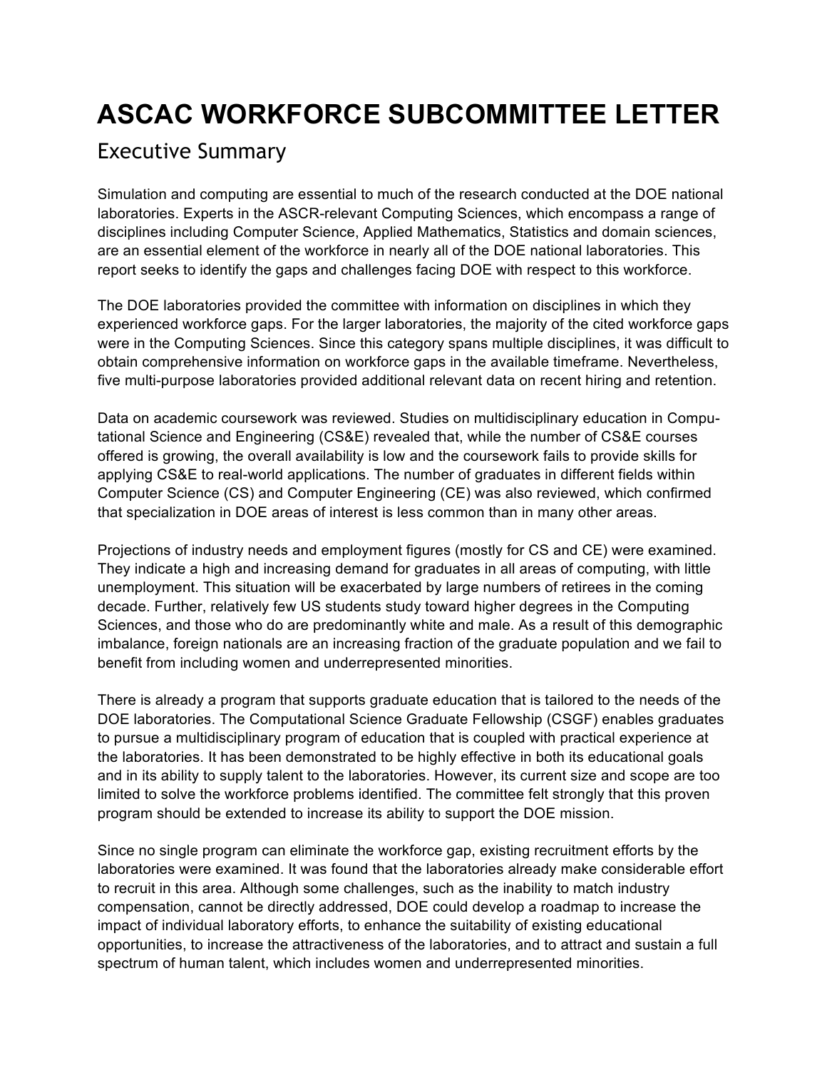# ASCAC WORKFORCE SUBCOMMITTEE LETTER

## Executive Summary

Simulation and computing are essential to much of the research conducted at the DOE national laboratories. Experts in the ASCR-relevant Computing Sciences, which encompass a range of disciplines including Computer Science, Applied Mathematics, Statistics and domain sciences, are an essential element of the workforce in nearly all of the DOE national laboratories. This report seeks to identify the gaps and challenges facing DOE with respect to this workforce.

The DOE laboratories provided the committee with information on disciplines in which they experienced workforce gaps. For the larger laboratories, the majority of the cited workforce gaps were in the Computing Sciences. Since this category spans multiple disciplines, it was difficult to obtain comprehensive information on workforce gaps in the available timeframe. Nevertheless, five multi-purpose laboratories provided additional relevant data on recent hiring and retention.

Data on academic coursework was reviewed. Studies on multidisciplinary education in Computational Science and Engineering (CS&E) revealed that, while the number of CS&E courses offered is growing, the overall availability is low and the coursework fails to provide skills for applying CS&E to real-world applications. The number of graduates in different fields within Computer Science (CS) and Computer Engineering (CE) was also reviewed, which confirmed that specialization in DOE areas of interest is less common than in many other areas.

Projections of industry needs and employment figures (mostly for CS and CE) were examined. They indicate a high and increasing demand for graduates in all areas of computing, with little unemployment. This situation will be exacerbated by large numbers of retirees in the coming decade. Further, relatively few US students study toward higher degrees in the Computing Sciences, and those who do are predominantly white and male. As a result of this demographic imbalance, foreign nationals are an increasing fraction of the graduate population and we fail to benefit from including women and underrepresented minorities.

There is already a program that supports graduate education that is tailored to the needs of the DOE laboratories. The Computational Science Graduate Fellowship (CSGF) enables graduates to pursue a multidisciplinary program of education that is coupled with practical experience at the laboratories. It has been demonstrated to be highly effective in both its educational goals and in its ability to supply talent to the laboratories. However, its current size and scope are too limited to solve the workforce problems identified. The committee felt strongly that this proven program should be extended to increase its ability to support the DOE mission.

Since no single program can eliminate the workforce gap, existing recruitment efforts by the laboratories were examined. It was found that the laboratories already make considerable effort to recruit in this area. Although some challenges, such as the inability to match industry compensation, cannot be directly addressed, DOE could develop a roadmap to increase the impact of individual laboratory efforts, to enhance the suitability of existing educational opportunities, to increase the attractiveness of the laboratories, and to attract and sustain a full spectrum of human talent, which includes women and underrepresented minorities.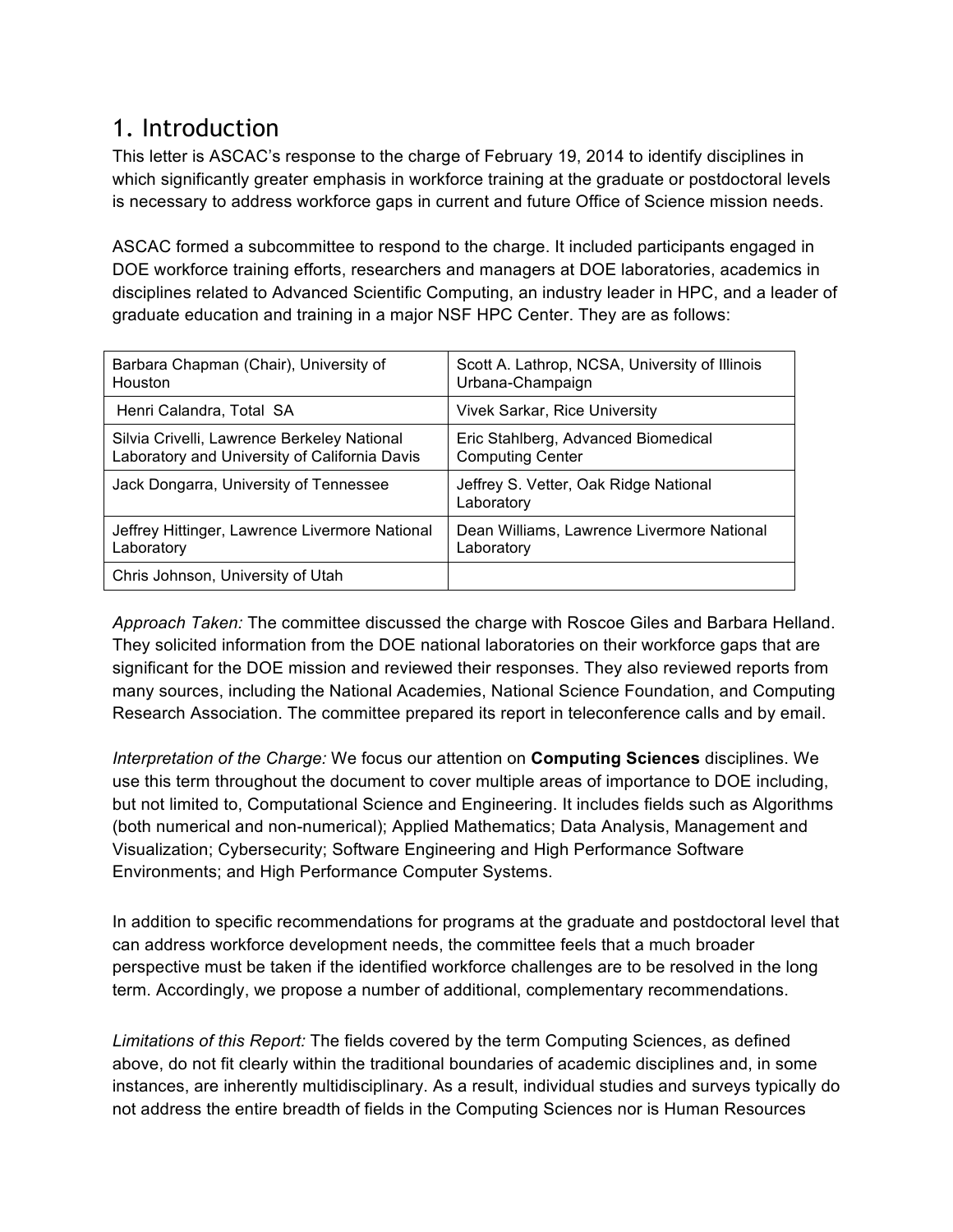# 1. Introduction

This letter is ASCAC's response to the charge of February 19, 2014 to identify disciplines in which significantly greater emphasis in workforce training at the graduate or postdoctoral levels is necessary to address workforce gaps in current and future Office of Science mission needs.

ASCAC formed a subcommittee to respond to the charge. It included participants engaged in DOE workforce training efforts, researchers and managers at DOE laboratories, academics in disciplines related to Advanced Scientific Computing, an industry leader in HPC, and a leader of graduate education and training in a major NSF HPC Center. They are as follows:

| | |
|---|---|
| Barbara Chapman (Chair), University of Houston | Scott A. Lathrop, NCSA, University of Illinois Urbana-Champaign |
| Henri Calandra, Total SA | Vivek Sarkar, Rice University |
| Silvia Crivelli, Lawrence Berkeley National Laboratory and University of California Davis | Eric Stahlberg, Advanced Biomedical Computing Center |
| Jack Dongarra, University of Tennessee | Jeffrey S. Vetter, Oak Ridge National Laboratory |
| Jeffrey Hittinger, Lawrence Livermore National Laboratory | Dean Williams, Lawrence Livermore National Laboratory |
| Chris Johnson, University of Utah | |

*Approach Taken:* The committee discussed the charge with Roscoe Giles and Barbara Helland. They solicited information from the DOE national laboratories on their workforce gaps that are significant for the DOE mission and reviewed their responses. They also reviewed reports from many sources, including the National Academies, National Science Foundation, and Computing Research Association. The committee prepared its report in teleconference calls and by email.

*Interpretation of the Charge:* We focus our attention on **Computing Sciences** disciplines. We use this term throughout the document to cover multiple areas of importance to DOE including, but not limited to, Computational Science and Engineering. It includes fields such as Algorithms (both numerical and non-numerical); Applied Mathematics; Data Analysis, Management and Visualization; Cybersecurity; Software Engineering and High Performance Software Environments; and High Performance Computer Systems.

In addition to specific recommendations for programs at the graduate and postdoctoral level that can address workforce development needs, the committee feels that a much broader perspective must be taken if the identified workforce challenges are to be resolved in the long term. Accordingly, we propose a number of additional, complementary recommendations.

*Limitations of this Report:* The fields covered by the term Computing Sciences, as defined above, do not fit clearly within the traditional boundaries of academic disciplines and, in some instances, are inherently multidisciplinary. As a result, individual studies and surveys typically do not address the entire breadth of fields in the Computing Sciences nor is Human Resources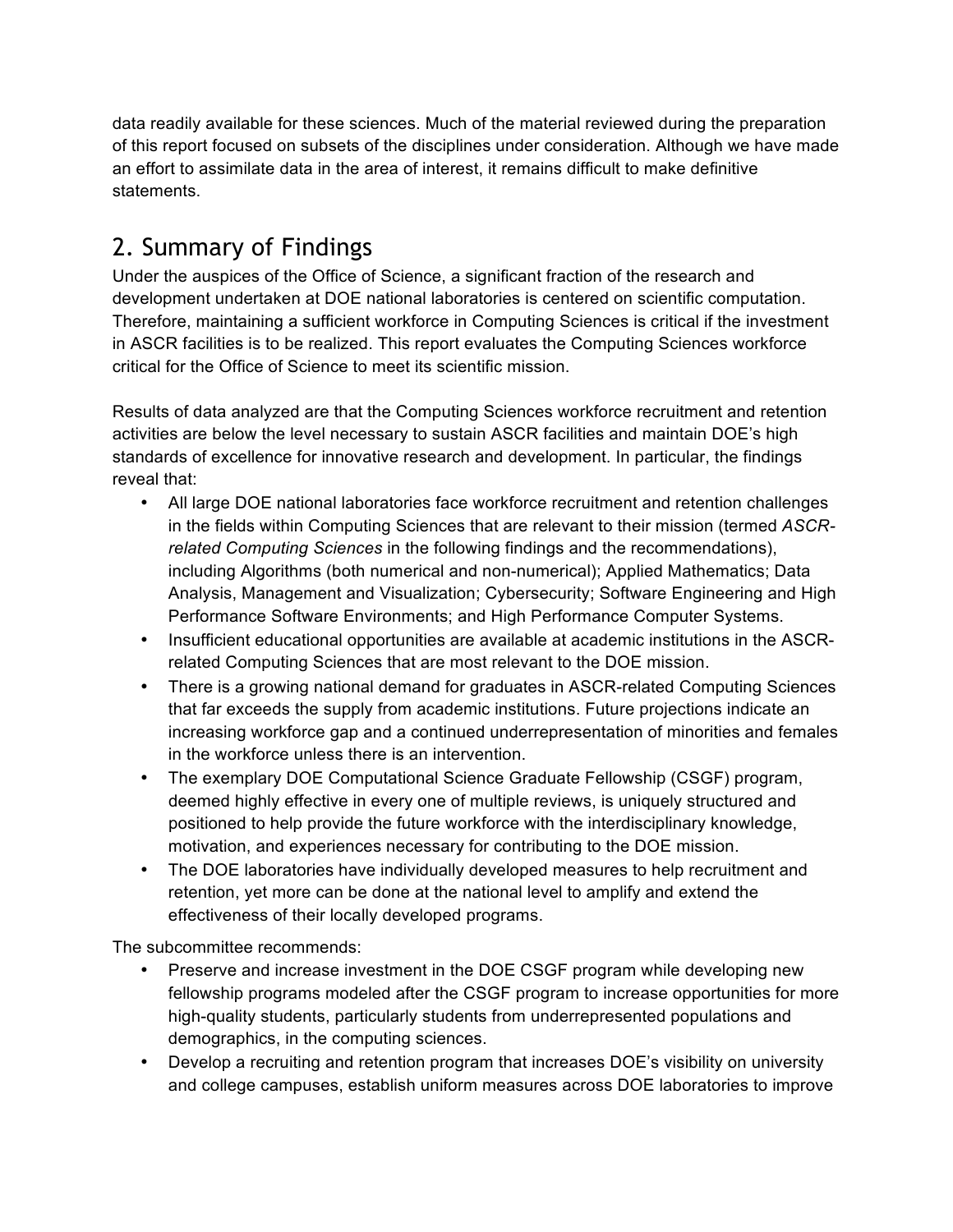data readily available for these sciences. Much of the material reviewed during the preparation of this report focused on subsets of the disciplines under consideration. Although we have made an effort to assimilate data in the area of interest, it remains difficult to make definitive statements.

## 2. Summary of Findings

Under the auspices of the Office of Science, a significant fraction of the research and development undertaken at DOE national laboratories is centered on scientific computation. Therefore, maintaining a sufficient workforce in Computing Sciences is critical if the investment in ASCR facilities is to be realized. This report evaluates the Computing Sciences workforce critical for the Office of Science to meet its scientific mission.

Results of data analyzed are that the Computing Sciences workforce recruitment and retention activities are below the level necessary to sustain ASCR facilities and maintain DOE's high standards of excellence for innovative research and development. In particular, the findings reveal that:

- All large DOE national laboratories face workforce recruitment and retention challenges in the fields within Computing Sciences that are relevant to their mission (termed *ASCR-related Computing Sciences* in the following findings and the recommendations), including Algorithms (both numerical and non-numerical); Applied Mathematics; Data Analysis, Management and Visualization; Cybersecurity; Software Engineering and High Performance Software Environments; and High Performance Computer Systems.
- Insufficient educational opportunities are available at academic institutions in the ASCR-related Computing Sciences that are most relevant to the DOE mission.
- There is a growing national demand for graduates in ASCR-related Computing Sciences that far exceeds the supply from academic institutions. Future projections indicate an increasing workforce gap and a continued underrepresentation of minorities and females in the workforce unless there is an intervention.
- The exemplary DOE Computational Science Graduate Fellowship (CSGF) program, deemed highly effective in every one of multiple reviews, is uniquely structured and positioned to help provide the future workforce with the interdisciplinary knowledge, motivation, and experiences necessary for contributing to the DOE mission.
- The DOE laboratories have individually developed measures to help recruitment and retention, yet more can be done at the national level to amplify and extend the effectiveness of their locally developed programs.

The subcommittee recommends:

- Preserve and increase investment in the DOE CSGF program while developing new fellowship programs modeled after the CSGF program to increase opportunities for more high-quality students, particularly students from underrepresented populations and demographics, in the computing sciences.
- Develop a recruiting and retention program that increases DOE's visibility on university and college campuses, establish uniform measures across DOE laboratories to improve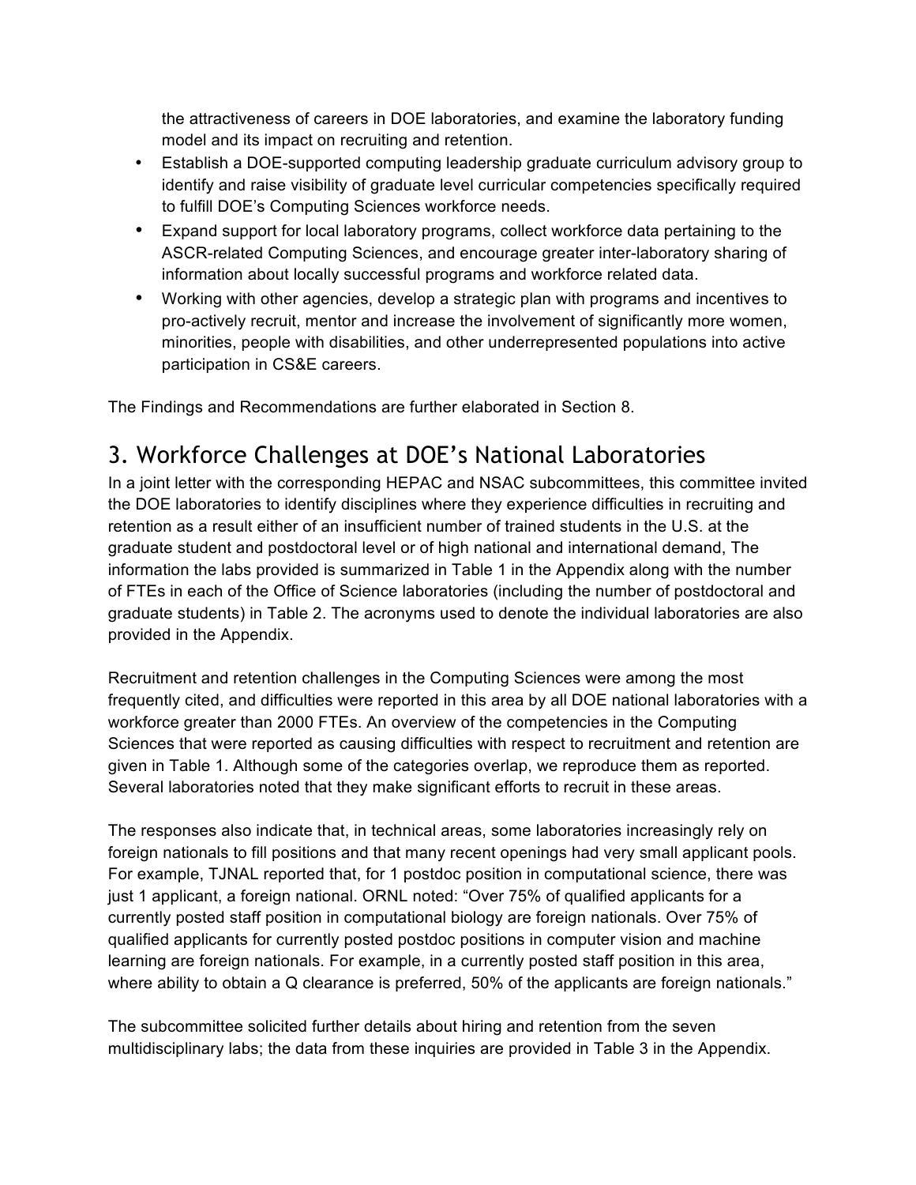the attractiveness of careers in DOE laboratories, and examine the laboratory funding model and its impact on recruiting and retention.

- Establish a DOE-supported computing leadership graduate curriculum advisory group to identify and raise visibility of graduate level curricular competencies specifically required to fulfill DOE's Computing Sciences workforce needs.
- Expand support for local laboratory programs, collect workforce data pertaining to the ASCR-related Computing Sciences, and encourage greater inter-laboratory sharing of information about locally successful programs and workforce related data.
- Working with other agencies, develop a strategic plan with programs and incentives to pro-actively recruit, mentor and increase the involvement of significantly more women, minorities, people with disabilities, and other underrepresented populations into active participation in CS&E careers.

The Findings and Recommendations are further elaborated in Section 8.

## 3. Workforce Challenges at DOE's National Laboratories

In a joint letter with the corresponding HEPAC and NSAC subcommittees, this committee invited the DOE laboratories to identify disciplines where they experience difficulties in recruiting and retention as a result either of an insufficient number of trained students in the U.S. at the graduate student and postdoctoral level or of high national and international demand, The information the labs provided is summarized in Table 1 in the Appendix along with the number of FTEs in each of the Office of Science laboratories (including the number of postdoctoral and graduate students) in Table 2. The acronyms used to denote the individual laboratories are also provided in the Appendix.

Recruitment and retention challenges in the Computing Sciences were among the most frequently cited, and difficulties were reported in this area by all DOE national laboratories with a workforce greater than 2000 FTEs. An overview of the competencies in the Computing Sciences that were reported as causing difficulties with respect to recruitment and retention are given in Table 1. Although some of the categories overlap, we reproduce them as reported. Several laboratories noted that they make significant efforts to recruit in these areas.

The responses also indicate that, in technical areas, some laboratories increasingly rely on foreign nationals to fill positions and that many recent openings had very small applicant pools. For example, TJNAL reported that, for 1 postdoc position in computational science, there was just 1 applicant, a foreign national. ORNL noted: "Over 75% of qualified applicants for a currently posted staff position in computational biology are foreign nationals. Over 75% of qualified applicants for currently posted postdoc positions in computer vision and machine learning are foreign nationals. For example, in a currently posted staff position in this area, where ability to obtain a Q clearance is preferred, 50% of the applicants are foreign nationals."

The subcommittee solicited further details about hiring and retention from the seven multidisciplinary labs; the data from these inquiries are provided in Table 3 in the Appendix.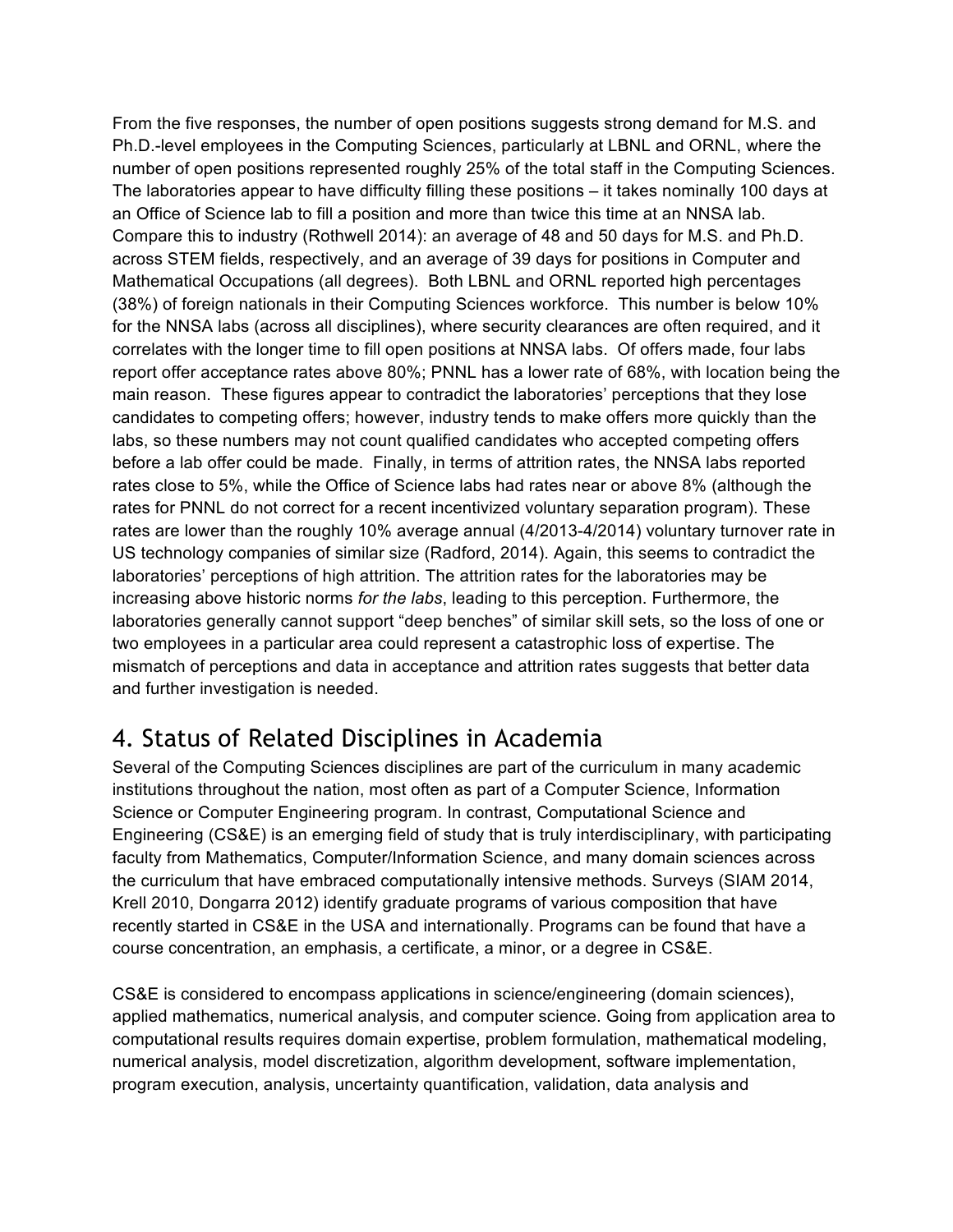From the five responses, the number of open positions suggests strong demand for M.S. and Ph.D.-level employees in the Computing Sciences, particularly at LBNL and ORNL, where the number of open positions represented roughly 25% of the total staff in the Computing Sciences. The laboratories appear to have difficulty filling these positions – it takes nominally 100 days at an Office of Science lab to fill a position and more than twice this time at an NNSA lab. Compare this to industry (Rothwell 2014): an average of 48 and 50 days for M.S. and Ph.D. across STEM fields, respectively, and an average of 39 days for positions in Computer and Mathematical Occupations (all degrees). Both LBNL and ORNL reported high percentages (38%) of foreign nationals in their Computing Sciences workforce. This number is below 10% for the NNSA labs (across all disciplines), where security clearances are often required, and it correlates with the longer time to fill open positions at NNSA labs. Of offers made, four labs report offer acceptance rates above 80%; PNNL has a lower rate of 68%, with location being the main reason. These figures appear to contradict the laboratories' perceptions that they lose candidates to competing offers; however, industry tends to make offers more quickly than the labs, so these numbers may not count qualified candidates who accepted competing offers before a lab offer could be made. Finally, in terms of attrition rates, the NNSA labs reported rates close to 5%, while the Office of Science labs had rates near or above 8% (although the rates for PNNL do not correct for a recent incentivized voluntary separation program). These rates are lower than the roughly 10% average annual (4/2013-4/2014) voluntary turnover rate in US technology companies of similar size (Radford, 2014). Again, this seems to contradict the laboratories' perceptions of high attrition. The attrition rates for the laboratories may be increasing above historic norms *for the labs*, leading to this perception. Furthermore, the laboratories generally cannot support "deep benches" of similar skill sets, so the loss of one or two employees in a particular area could represent a catastrophic loss of expertise. The mismatch of perceptions and data in acceptance and attrition rates suggests that better data and further investigation is needed.

## 4. Status of Related Disciplines in Academia

Several of the Computing Sciences disciplines are part of the curriculum in many academic institutions throughout the nation, most often as part of a Computer Science, Information Science or Computer Engineering program. In contrast, Computational Science and Engineering (CS&E) is an emerging field of study that is truly interdisciplinary, with participating faculty from Mathematics, Computer/Information Science, and many domain sciences across the curriculum that have embraced computationally intensive methods. Surveys (SIAM 2014, Krell 2010, Dongarra 2012) identify graduate programs of various composition that have recently started in CS&E in the USA and internationally. Programs can be found that have a course concentration, an emphasis, a certificate, a minor, or a degree in CS&E.

CS&E is considered to encompass applications in science/engineering (domain sciences), applied mathematics, numerical analysis, and computer science. Going from application area to computational results requires domain expertise, problem formulation, mathematical modeling, numerical analysis, model discretization, algorithm development, software implementation, program execution, analysis, uncertainty quantification, validation, data analysis and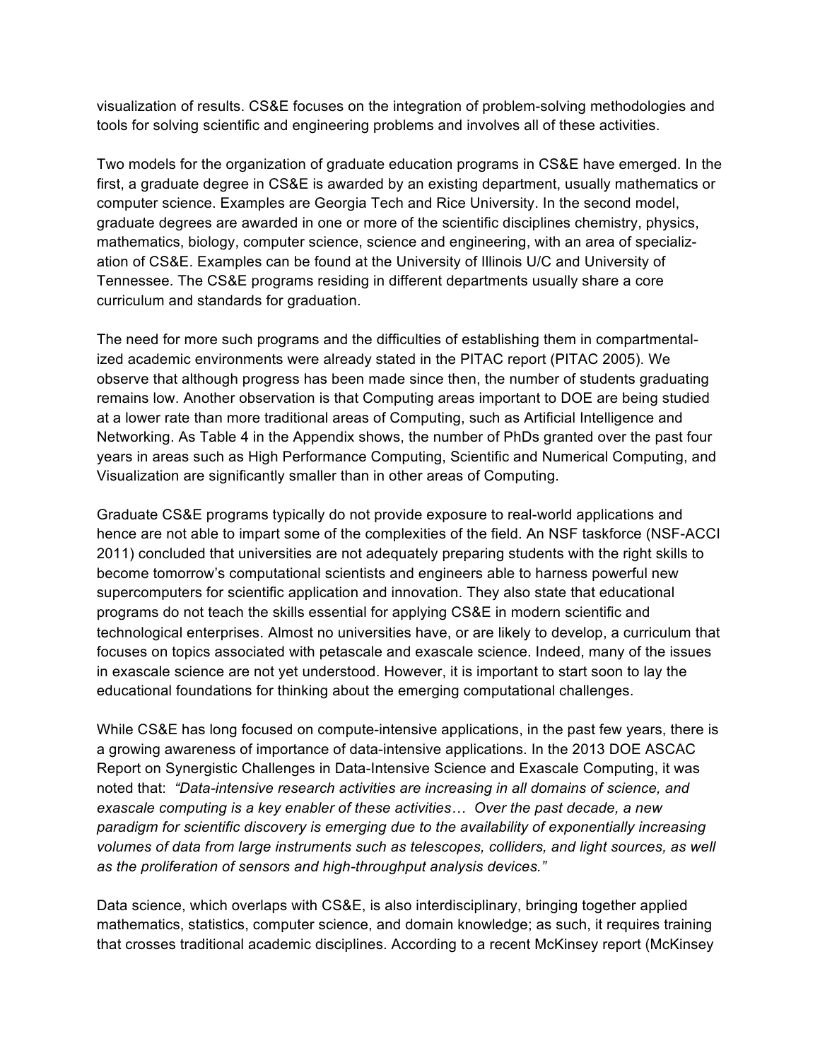visualization of results. CS&E focuses on the integration of problem-solving methodologies and tools for solving scientific and engineering problems and involves all of these activities.

Two models for the organization of graduate education programs in CS&E have emerged. In the first, a graduate degree in CS&E is awarded by an existing department, usually mathematics or computer science. Examples are Georgia Tech and Rice University. In the second model, graduate degrees are awarded in one or more of the scientific disciplines chemistry, physics, mathematics, biology, computer science, science and engineering, with an area of specialization of CS&E. Examples can be found at the University of Illinois U/C and University of Tennessee. The CS&E programs residing in different departments usually share a core curriculum and standards for graduation.

The need for more such programs and the difficulties of establishing them in compartmentalized academic environments were already stated in the PITAC report (PITAC 2005). We observe that although progress has been made since then, the number of students graduating remains low. Another observation is that Computing areas important to DOE are being studied at a lower rate than more traditional areas of Computing, such as Artificial Intelligence and Networking. As Table 4 in the Appendix shows, the number of PhDs granted over the past four years in areas such as High Performance Computing, Scientific and Numerical Computing, and Visualization are significantly smaller than in other areas of Computing.

Graduate CS&E programs typically do not provide exposure to real-world applications and hence are not able to impart some of the complexities of the field. An NSF taskforce (NSF-ACCI 2011) concluded that universities are not adequately preparing students with the right skills to become tomorrow's computational scientists and engineers able to harness powerful new supercomputers for scientific application and innovation. They also state that educational programs do not teach the skills essential for applying CS&E in modern scientific and technological enterprises. Almost no universities have, or are likely to develop, a curriculum that focuses on topics associated with petascale and exascale science. Indeed, many of the issues in exascale science are not yet understood. However, it is important to start soon to lay the educational foundations for thinking about the emerging computational challenges.

While CS&E has long focused on compute-intensive applications, in the past few years, there is a growing awareness of importance of data-intensive applications. In the 2013 DOE ASCAC Report on Synergistic Challenges in Data-Intensive Science and Exascale Computing, it was noted that: *"Data-intensive research activities are increasing in all domains of science, and exascale computing is a key enabler of these activities… Over the past decade, a new paradigm for scientific discovery is emerging due to the availability of exponentially increasing volumes of data from large instruments such as telescopes, colliders, and light sources, as well as the proliferation of sensors and high-throughput analysis devices."*

Data science, which overlaps with CS&E, is also interdisciplinary, bringing together applied mathematics, statistics, computer science, and domain knowledge; as such, it requires training that crosses traditional academic disciplines. According to a recent McKinsey report (McKinsey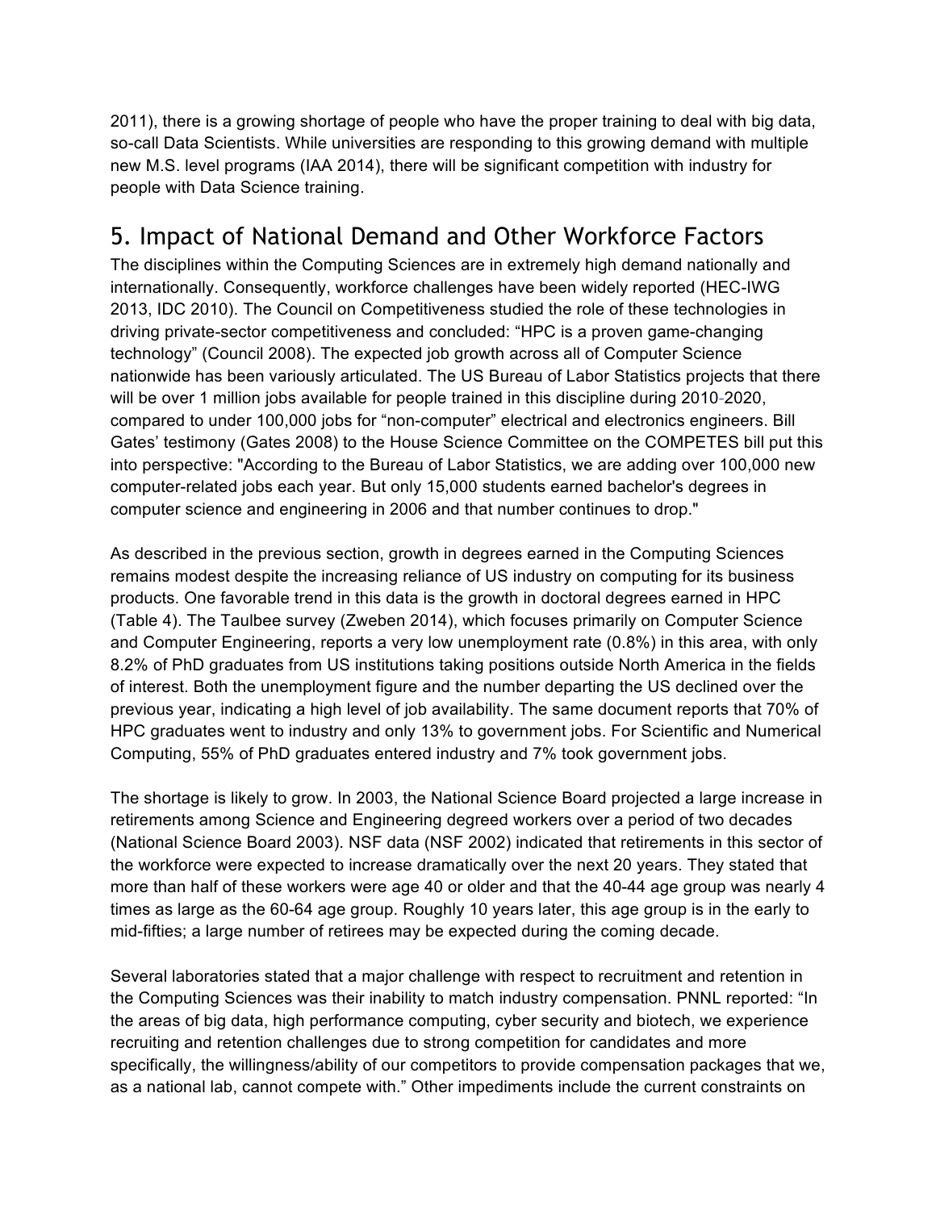2011), there is a growing shortage of people who have the proper training to deal with big data, so-call Data Scientists. While universities are responding to this growing demand with multiple new M.S. level programs (IAA 2014), there will be significant competition with industry for people with Data Science training.

# 5. Impact of National Demand and Other Workforce Factors

The disciplines within the Computing Sciences are in extremely high demand nationally and internationally. Consequently, workforce challenges have been widely reported (HEC-IWG 2013, IDC 2010). The Council on Competitiveness studied the role of these technologies in driving private-sector competitiveness and concluded: "HPC is a proven game-changing technology" (Council 2008). The expected job growth across all of Computer Science nationwide has been variously articulated. The US Bureau of Labor Statistics projects that there will be over 1 million jobs available for people trained in this discipline during 2010-2020, compared to under 100,000 jobs for "non-computer" electrical and electronics engineers. Bill Gates' testimony (Gates 2008) to the House Science Committee on the COMPETES bill put this into perspective: "According to the Bureau of Labor Statistics, we are adding over 100,000 new computer-related jobs each year. But only 15,000 students earned bachelor's degrees in computer science and engineering in 2006 and that number continues to drop."

As described in the previous section, growth in degrees earned in the Computing Sciences remains modest despite the increasing reliance of US industry on computing for its business products. One favorable trend in this data is the growth in doctoral degrees earned in HPC (Table 4). The Taulbee survey (Zweben 2014), which focuses primarily on Computer Science and Computer Engineering, reports a very low unemployment rate (0.8%) in this area, with only 8.2% of PhD graduates from US institutions taking positions outside North America in the fields of interest. Both the unemployment figure and the number departing the US declined over the previous year, indicating a high level of job availability. The same document reports that 70% of HPC graduates went to industry and only 13% to government jobs. For Scientific and Numerical Computing, 55% of PhD graduates entered industry and 7% took government jobs.

The shortage is likely to grow. In 2003, the National Science Board projected a large increase in retirements among Science and Engineering degreed workers over a period of two decades (National Science Board 2003). NSF data (NSF 2002) indicated that retirements in this sector of the workforce were expected to increase dramatically over the next 20 years. They stated that more than half of these workers were age 40 or older and that the 40-44 age group was nearly 4 times as large as the 60-64 age group. Roughly 10 years later, this age group is in the early to mid-fifties; a large number of retirees may be expected during the coming decade.

Several laboratories stated that a major challenge with respect to recruitment and retention in the Computing Sciences was their inability to match industry compensation. PNNL reported: "In the areas of big data, high performance computing, cyber security and biotech, we experience recruiting and retention challenges due to strong competition for candidates and more specifically, the willingness/ability of our competitors to provide compensation packages that we, as a national lab, cannot compete with." Other impediments include the current constraints on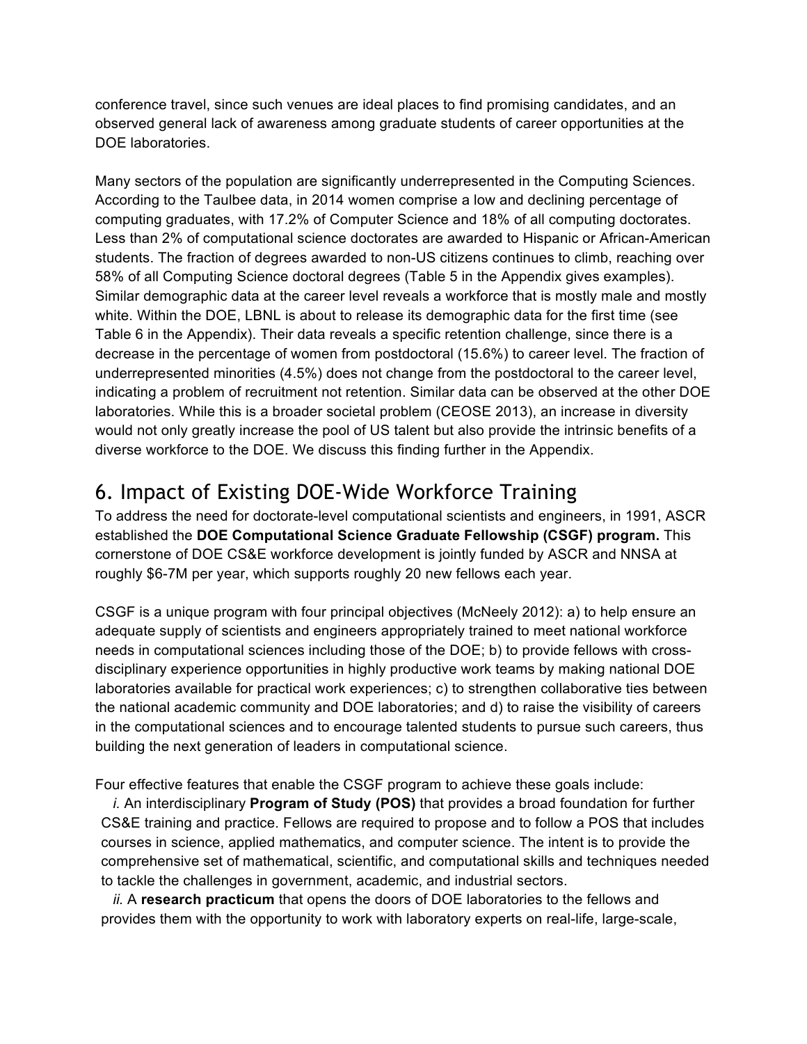conference travel, since such venues are ideal places to find promising candidates, and an observed general lack of awareness among graduate students of career opportunities at the DOE laboratories.

Many sectors of the population are significantly underrepresented in the Computing Sciences. According to the Taulbee data, in 2014 women comprise a low and declining percentage of computing graduates, with 17.2% of Computer Science and 18% of all computing doctorates. Less than 2% of computational science doctorates are awarded to Hispanic or African-American students. The fraction of degrees awarded to non-US citizens continues to climb, reaching over 58% of all Computing Science doctoral degrees (Table 5 in the Appendix gives examples). Similar demographic data at the career level reveals a workforce that is mostly male and mostly white. Within the DOE, LBNL is about to release its demographic data for the first time (see Table 6 in the Appendix). Their data reveals a specific retention challenge, since there is a decrease in the percentage of women from postdoctoral (15.6%) to career level. The fraction of underrepresented minorities (4.5%) does not change from the postdoctoral to the career level, indicating a problem of recruitment not retention. Similar data can be observed at the other DOE laboratories. While this is a broader societal problem (CEOSE 2013), an increase in diversity would not only greatly increase the pool of US talent but also provide the intrinsic benefits of a diverse workforce to the DOE. We discuss this finding further in the Appendix.

## 6. Impact of Existing DOE-Wide Workforce Training

To address the need for doctorate-level computational scientists and engineers, in 1991, ASCR established the **DOE Computational Science Graduate Fellowship (CSGF) program.** This cornerstone of DOE CS&E workforce development is jointly funded by ASCR and NNSA at roughly $6-7M per year, which supports roughly 20 new fellows each year.

CSGF is a unique program with four principal objectives (McNeely 2012): a) to help ensure an adequate supply of scientists and engineers appropriately trained to meet national workforce needs in computational sciences including those of the DOE; b) to provide fellows with cross-disciplinary experience opportunities in highly productive work teams by making national DOE laboratories available for practical work experiences; c) to strengthen collaborative ties between the national academic community and DOE laboratories; and d) to raise the visibility of careers in the computational sciences and to encourage talented students to pursue such careers, thus building the next generation of leaders in computational science.

Four effective features that enable the CSGF program to achieve these goals include:

*i.* An interdisciplinary **Program of Study (POS)** that provides a broad foundation for further CS&E training and practice. Fellows are required to propose and to follow a POS that includes courses in science, applied mathematics, and computer science. The intent is to provide the comprehensive set of mathematical, scientific, and computational skills and techniques needed to tackle the challenges in government, academic, and industrial sectors.

*ii.* A **research practicum** that opens the doors of DOE laboratories to the fellows and provides them with the opportunity to work with laboratory experts on real-life, large-scale,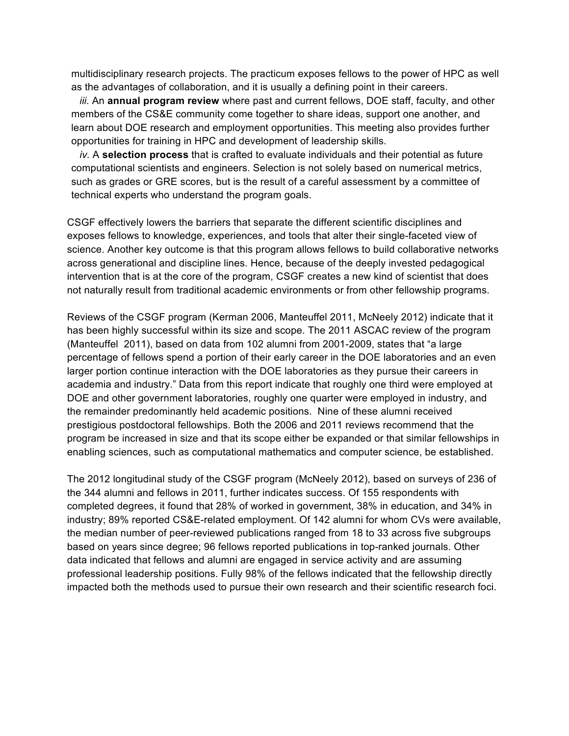multidisciplinary research projects. The practicum exposes fellows to the power of HPC as well as the advantages of collaboration, and it is usually a defining point in their careers.

*iii.* An **annual program review** where past and current fellows, DOE staff, faculty, and other members of the CS&E community come together to share ideas, support one another, and learn about DOE research and employment opportunities. This meeting also provides further opportunities for training in HPC and development of leadership skills.

*iv.* A **selection process** that is crafted to evaluate individuals and their potential as future computational scientists and engineers. Selection is not solely based on numerical metrics, such as grades or GRE scores, but is the result of a careful assessment by a committee of technical experts who understand the program goals.

CSGF effectively lowers the barriers that separate the different scientific disciplines and exposes fellows to knowledge, experiences, and tools that alter their single-faceted view of science. Another key outcome is that this program allows fellows to build collaborative networks across generational and discipline lines. Hence, because of the deeply invested pedagogical intervention that is at the core of the program, CSGF creates a new kind of scientist that does not naturally result from traditional academic environments or from other fellowship programs.

Reviews of the CSGF program (Kerman 2006, Manteuffel 2011, McNeely 2012) indicate that it has been highly successful within its size and scope. The 2011 ASCAC review of the program (Manteuffel 2011), based on data from 102 alumni from 2001-2009, states that "a large percentage of fellows spend a portion of their early career in the DOE laboratories and an even larger portion continue interaction with the DOE laboratories as they pursue their careers in academia and industry." Data from this report indicate that roughly one third were employed at DOE and other government laboratories, roughly one quarter were employed in industry, and the remainder predominantly held academic positions. Nine of these alumni received prestigious postdoctoral fellowships. Both the 2006 and 2011 reviews recommend that the program be increased in size and that its scope either be expanded or that similar fellowships in enabling sciences, such as computational mathematics and computer science, be established.

The 2012 longitudinal study of the CSGF program (McNeely 2012), based on surveys of 236 of the 344 alumni and fellows in 2011, further indicates success. Of 155 respondents with completed degrees, it found that 28% of worked in government, 38% in education, and 34% in industry; 89% reported CS&E-related employment. Of 142 alumni for whom CVs were available, the median number of peer-reviewed publications ranged from 18 to 33 across five subgroups based on years since degree; 96 fellows reported publications in top-ranked journals. Other data indicated that fellows and alumni are engaged in service activity and are assuming professional leadership positions. Fully 98% of the fellows indicated that the fellowship directly impacted both the methods used to pursue their own research and their scientific research foci.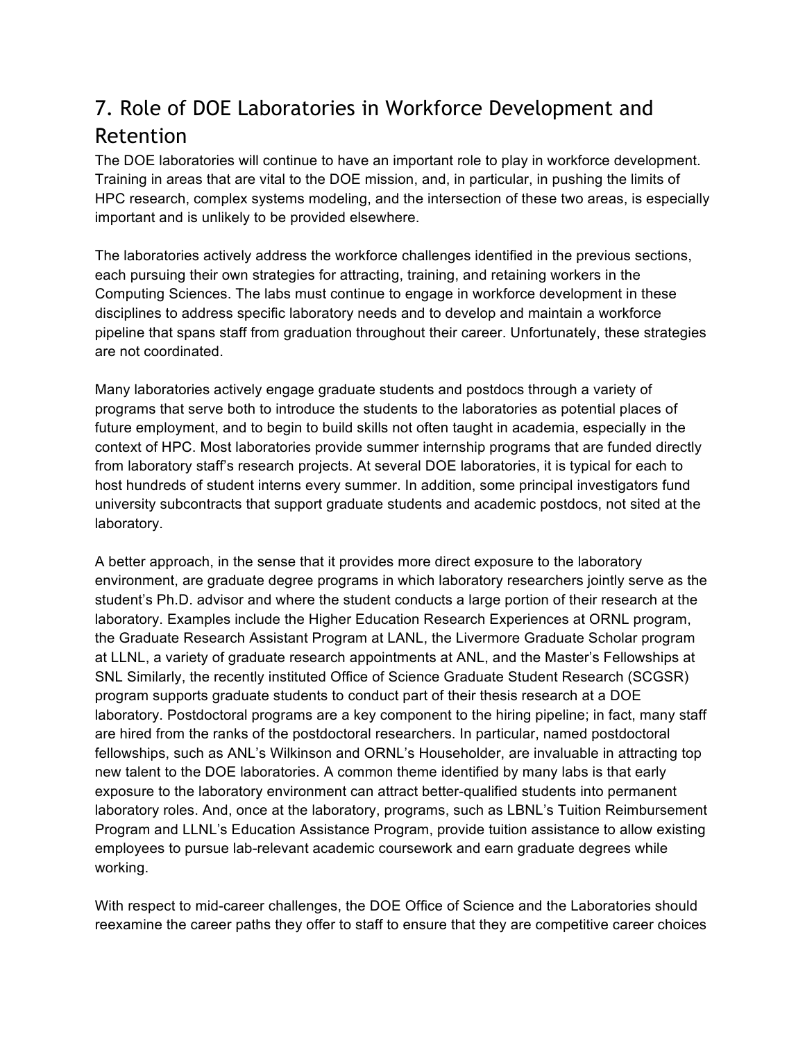## 7. Role of DOE Laboratories in Workforce Development and Retention

The DOE laboratories will continue to have an important role to play in workforce development. Training in areas that are vital to the DOE mission, and, in particular, in pushing the limits of HPC research, complex systems modeling, and the intersection of these two areas, is especially important and is unlikely to be provided elsewhere.

The laboratories actively address the workforce challenges identified in the previous sections, each pursuing their own strategies for attracting, training, and retaining workers in the Computing Sciences. The labs must continue to engage in workforce development in these disciplines to address specific laboratory needs and to develop and maintain a workforce pipeline that spans staff from graduation throughout their career. Unfortunately, these strategies are not coordinated.

Many laboratories actively engage graduate students and postdocs through a variety of programs that serve both to introduce the students to the laboratories as potential places of future employment, and to begin to build skills not often taught in academia, especially in the context of HPC. Most laboratories provide summer internship programs that are funded directly from laboratory staff's research projects. At several DOE laboratories, it is typical for each to host hundreds of student interns every summer. In addition, some principal investigators fund university subcontracts that support graduate students and academic postdocs, not sited at the laboratory.

A better approach, in the sense that it provides more direct exposure to the laboratory environment, are graduate degree programs in which laboratory researchers jointly serve as the student's Ph.D. advisor and where the student conducts a large portion of their research at the laboratory. Examples include the Higher Education Research Experiences at ORNL program, the Graduate Research Assistant Program at LANL, the Livermore Graduate Scholar program at LLNL, a variety of graduate research appointments at ANL, and the Master's Fellowships at SNL Similarly, the recently instituted Office of Science Graduate Student Research (SCGSR) program supports graduate students to conduct part of their thesis research at a DOE laboratory. Postdoctoral programs are a key component to the hiring pipeline; in fact, many staff are hired from the ranks of the postdoctoral researchers. In particular, named postdoctoral fellowships, such as ANL's Wilkinson and ORNL's Householder, are invaluable in attracting top new talent to the DOE laboratories. A common theme identified by many labs is that early exposure to the laboratory environment can attract better-qualified students into permanent laboratory roles. And, once at the laboratory, programs, such as LBNL's Tuition Reimbursement Program and LLNL's Education Assistance Program, provide tuition assistance to allow existing employees to pursue lab-relevant academic coursework and earn graduate degrees while working.

With respect to mid-career challenges, the DOE Office of Science and the Laboratories should reexamine the career paths they offer to staff to ensure that they are competitive career choices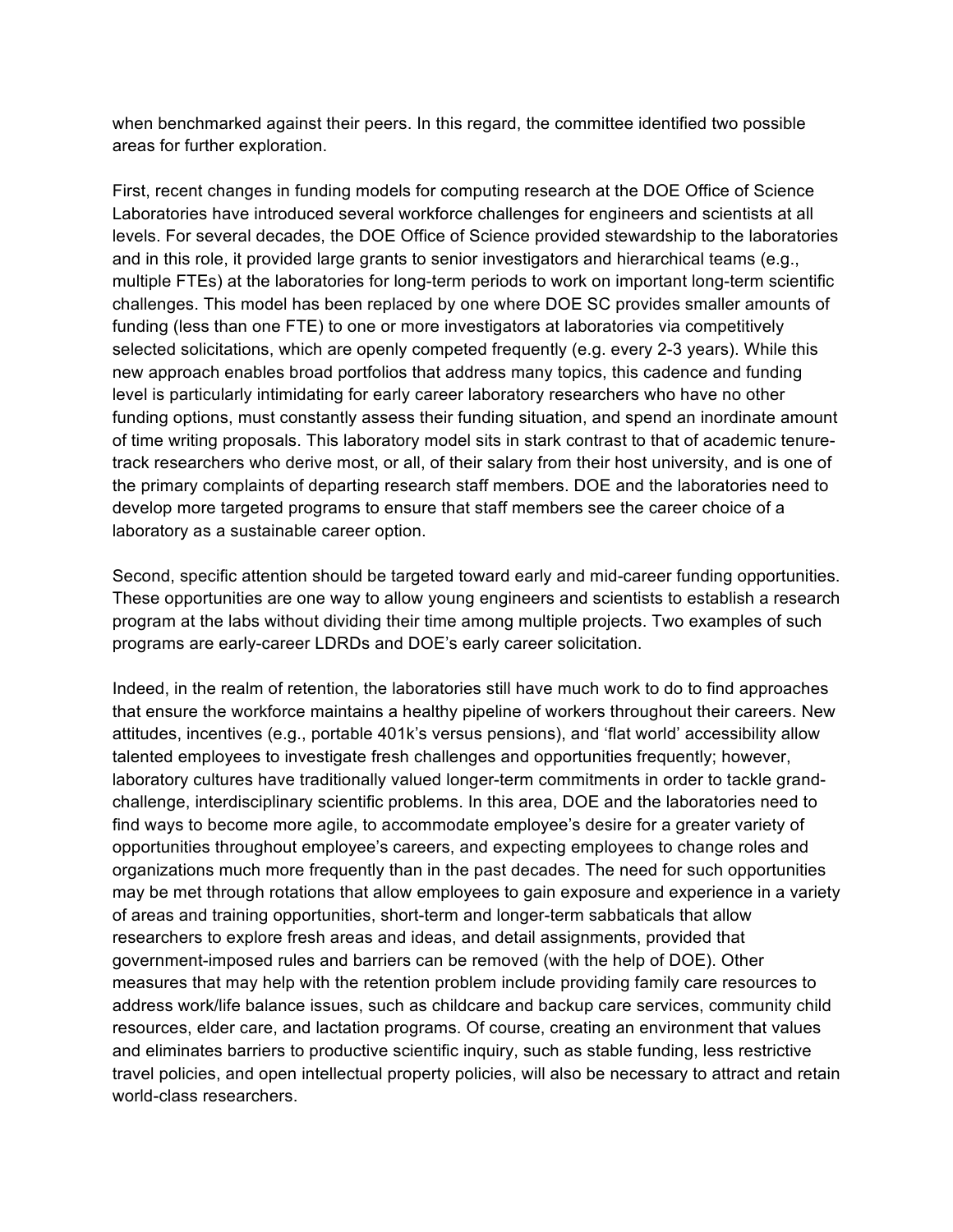when benchmarked against their peers. In this regard, the committee identified two possible areas for further exploration.

First, recent changes in funding models for computing research at the DOE Office of Science Laboratories have introduced several workforce challenges for engineers and scientists at all levels. For several decades, the DOE Office of Science provided stewardship to the laboratories and in this role, it provided large grants to senior investigators and hierarchical teams (e.g., multiple FTEs) at the laboratories for long-term periods to work on important long-term scientific challenges. This model has been replaced by one where DOE SC provides smaller amounts of funding (less than one FTE) to one or more investigators at laboratories via competitively selected solicitations, which are openly competed frequently (e.g. every 2-3 years). While this new approach enables broad portfolios that address many topics, this cadence and funding level is particularly intimidating for early career laboratory researchers who have no other funding options, must constantly assess their funding situation, and spend an inordinate amount of time writing proposals. This laboratory model sits in stark contrast to that of academic tenure-track researchers who derive most, or all, of their salary from their host university, and is one of the primary complaints of departing research staff members. DOE and the laboratories need to develop more targeted programs to ensure that staff members see the career choice of a laboratory as a sustainable career option.

Second, specific attention should be targeted toward early and mid-career funding opportunities. These opportunities are one way to allow young engineers and scientists to establish a research program at the labs without dividing their time among multiple projects. Two examples of such programs are early-career LDRDs and DOE's early career solicitation.

Indeed, in the realm of retention, the laboratories still have much work to do to find approaches that ensure the workforce maintains a healthy pipeline of workers throughout their careers. New attitudes, incentives (e.g., portable 401k's versus pensions), and 'flat world' accessibility allow talented employees to investigate fresh challenges and opportunities frequently; however, laboratory cultures have traditionally valued longer-term commitments in order to tackle grand-challenge, interdisciplinary scientific problems. In this area, DOE and the laboratories need to find ways to become more agile, to accommodate employee's desire for a greater variety of opportunities throughout employee's careers, and expecting employees to change roles and organizations much more frequently than in the past decades. The need for such opportunities may be met through rotations that allow employees to gain exposure and experience in a variety of areas and training opportunities, short-term and longer-term sabbaticals that allow researchers to explore fresh areas and ideas, and detail assignments, provided that government-imposed rules and barriers can be removed (with the help of DOE). Other measures that may help with the retention problem include providing family care resources to address work/life balance issues, such as childcare and backup care services, community child resources, elder care, and lactation programs. Of course, creating an environment that values and eliminates barriers to productive scientific inquiry, such as stable funding, less restrictive travel policies, and open intellectual property policies, will also be necessary to attract and retain world-class researchers.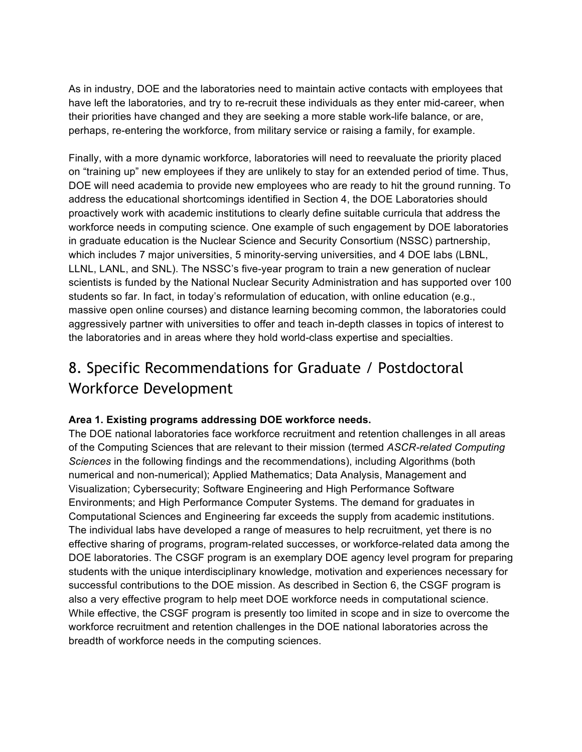As in industry, DOE and the laboratories need to maintain active contacts with employees that have left the laboratories, and try to re-recruit these individuals as they enter mid-career, when their priorities have changed and they are seeking a more stable work-life balance, or are, perhaps, re-entering the workforce, from military service or raising a family, for example.

Finally, with a more dynamic workforce, laboratories will need to reevaluate the priority placed on “training up” new employees if they are unlikely to stay for an extended period of time. Thus, DOE will need academia to provide new employees who are ready to hit the ground running. To address the educational shortcomings identified in Section 4, the DOE Laboratories should proactively work with academic institutions to clearly define suitable curricula that address the workforce needs in computing science. One example of such engagement by DOE laboratories in graduate education is the Nuclear Science and Security Consortium (NSSC) partnership, which includes 7 major universities, 5 minority-serving universities, and 4 DOE labs (LBNL, LLNL, LANL, and SNL). The NSSC’s five-year program to train a new generation of nuclear scientists is funded by the National Nuclear Security Administration and has supported over 100 students so far. In fact, in today’s reformulation of education, with online education (e.g., massive open online courses) and distance learning becoming common, the laboratories could aggressively partner with universities to offer and teach in-depth classes in topics of interest to the laboratories and in areas where they hold world-class expertise and specialties.

# 8. Specific Recommendations for Graduate / Postdoctoral Workforce Development

**Area 1. Existing programs addressing DOE workforce needs.**

The DOE national laboratories face workforce recruitment and retention challenges in all areas of the Computing Sciences that are relevant to their mission (termed *ASCR-related Computing Sciences* in the following findings and the recommendations), including Algorithms (both numerical and non-numerical); Applied Mathematics; Data Analysis, Management and Visualization; Cybersecurity; Software Engineering and High Performance Software Environments; and High Performance Computer Systems. The demand for graduates in Computational Sciences and Engineering far exceeds the supply from academic institutions. The individual labs have developed a range of measures to help recruitment, yet there is no effective sharing of programs, program-related successes, or workforce-related data among the DOE laboratories. The CSGF program is an exemplary DOE agency level program for preparing students with the unique interdisciplinary knowledge, motivation and experiences necessary for successful contributions to the DOE mission. As described in Section 6, the CSGF program is also a very effective program to help meet DOE workforce needs in computational science. While effective, the CSGF program is presently too limited in scope and in size to overcome the workforce recruitment and retention challenges in the DOE national laboratories across the breadth of workforce needs in the computing sciences.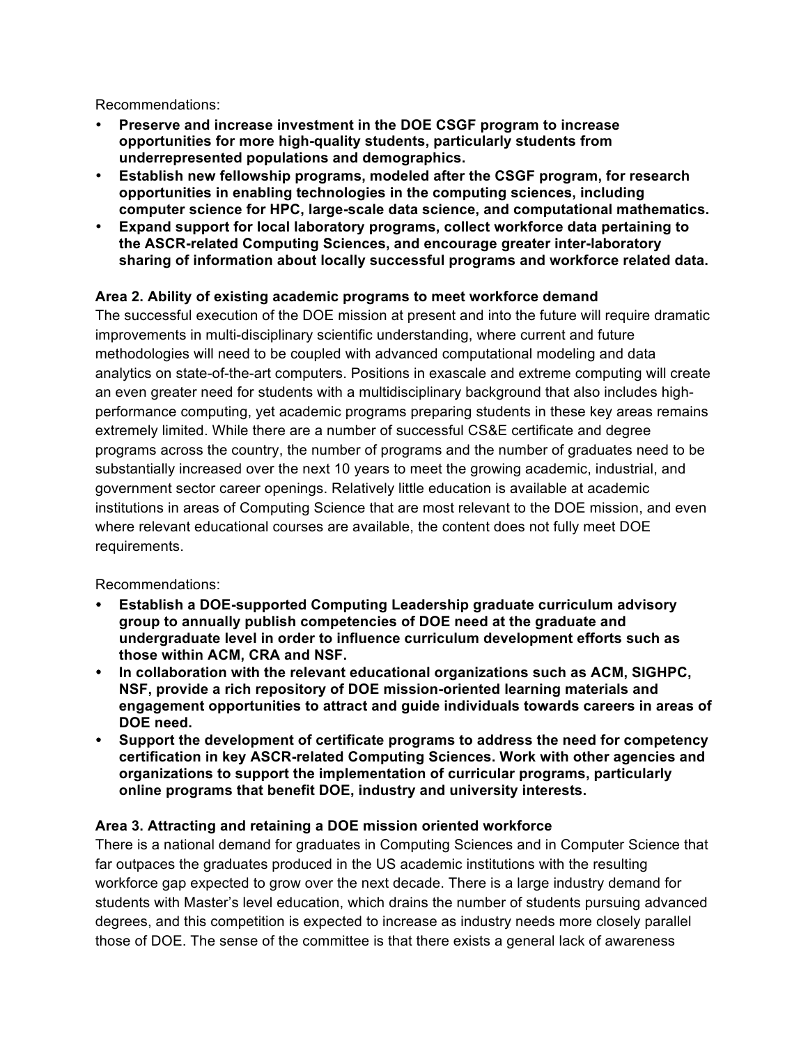Recommendations:

- **Preserve and increase investment in the DOE CSGF program to increase opportunities for more high-quality students, particularly students from underrepresented populations and demographics.**
- **Establish new fellowship programs, modeled after the CSGF program, for research opportunities in enabling technologies in the computing sciences, including computer science for HPC, large-scale data science, and computational mathematics.**
- **Expand support for local laboratory programs, collect workforce data pertaining to the ASCR-related Computing Sciences, and encourage greater inter-laboratory sharing of information about locally successful programs and workforce related data.**

**Area 2. Ability of existing academic programs to meet workforce demand**

The successful execution of the DOE mission at present and into the future will require dramatic improvements in multi-disciplinary scientific understanding, where current and future methodologies will need to be coupled with advanced computational modeling and data analytics on state-of-the-art computers. Positions in exascale and extreme computing will create an even greater need for students with a multidisciplinary background that also includes high-performance computing, yet academic programs preparing students in these key areas remains extremely limited. While there are a number of successful CS&E certificate and degree programs across the country, the number of programs and the number of graduates need to be substantially increased over the next 10 years to meet the growing academic, industrial, and government sector career openings. Relatively little education is available at academic institutions in areas of Computing Science that are most relevant to the DOE mission, and even where relevant educational courses are available, the content does not fully meet DOE requirements.

Recommendations:

- **Establish a DOE-supported Computing Leadership graduate curriculum advisory group to annually publish competencies of DOE need at the graduate and undergraduate level in order to influence curriculum development efforts such as those within ACM, CRA and NSF.**
- **In collaboration with the relevant educational organizations such as ACM, SIGHPC, NSF, provide a rich repository of DOE mission-oriented learning materials and engagement opportunities to attract and guide individuals towards careers in areas of DOE need.**
- **Support the development of certificate programs to address the need for competency certification in key ASCR-related Computing Sciences. Work with other agencies and organizations to support the implementation of curricular programs, particularly online programs that benefit DOE, industry and university interests.**

**Area 3. Attracting and retaining a DOE mission oriented workforce**

There is a national demand for graduates in Computing Sciences and in Computer Science that far outpaces the graduates produced in the US academic institutions with the resulting workforce gap expected to grow over the next decade. There is a large industry demand for students with Master's level education, which drains the number of students pursuing advanced degrees, and this competition is expected to increase as industry needs more closely parallel those of DOE. The sense of the committee is that there exists a general lack of awareness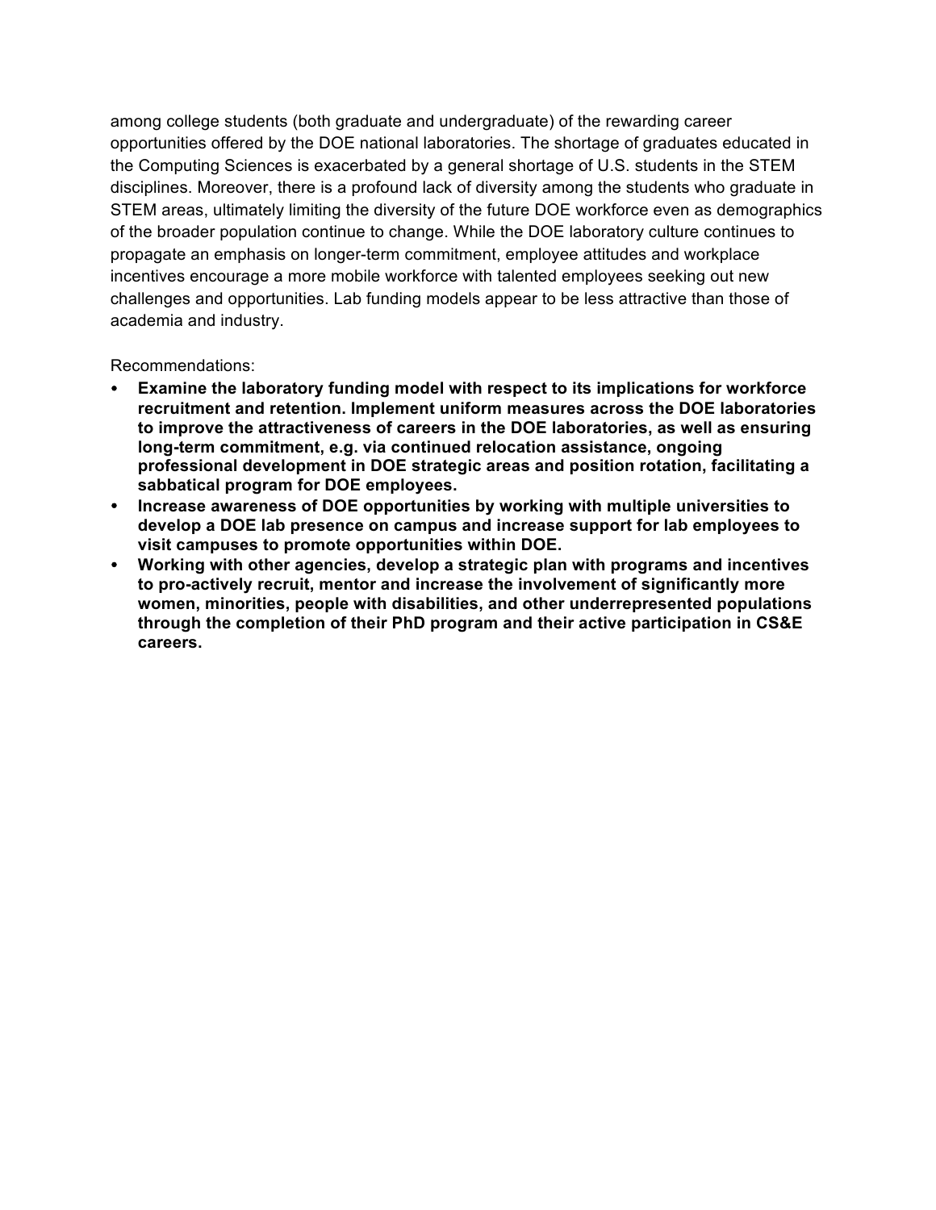among college students (both graduate and undergraduate) of the rewarding career opportunities offered by the DOE national laboratories. The shortage of graduates educated in the Computing Sciences is exacerbated by a general shortage of U.S. students in the STEM disciplines. Moreover, there is a profound lack of diversity among the students who graduate in STEM areas, ultimately limiting the diversity of the future DOE workforce even as demographics of the broader population continue to change. While the DOE laboratory culture continues to propagate an emphasis on longer-term commitment, employee attitudes and workplace incentives encourage a more mobile workforce with talented employees seeking out new challenges and opportunities. Lab funding models appear to be less attractive than those of academia and industry.

Recommendations:

- **Examine the laboratory funding model with respect to its implications for workforce recruitment and retention. Implement uniform measures across the DOE laboratories to improve the attractiveness of careers in the DOE laboratories, as well as ensuring long-term commitment, e.g. via continued relocation assistance, ongoing professional development in DOE strategic areas and position rotation, facilitating a sabbatical program for DOE employees.**
- **Increase awareness of DOE opportunities by working with multiple universities to develop a DOE lab presence on campus and increase support for lab employees to visit campuses to promote opportunities within DOE.**
- **Working with other agencies, develop a strategic plan with programs and incentives to pro-actively recruit, mentor and increase the involvement of significantly more women, minorities, people with disabilities, and other underrepresented populations through the completion of their PhD program and their active participation in CS&E careers.**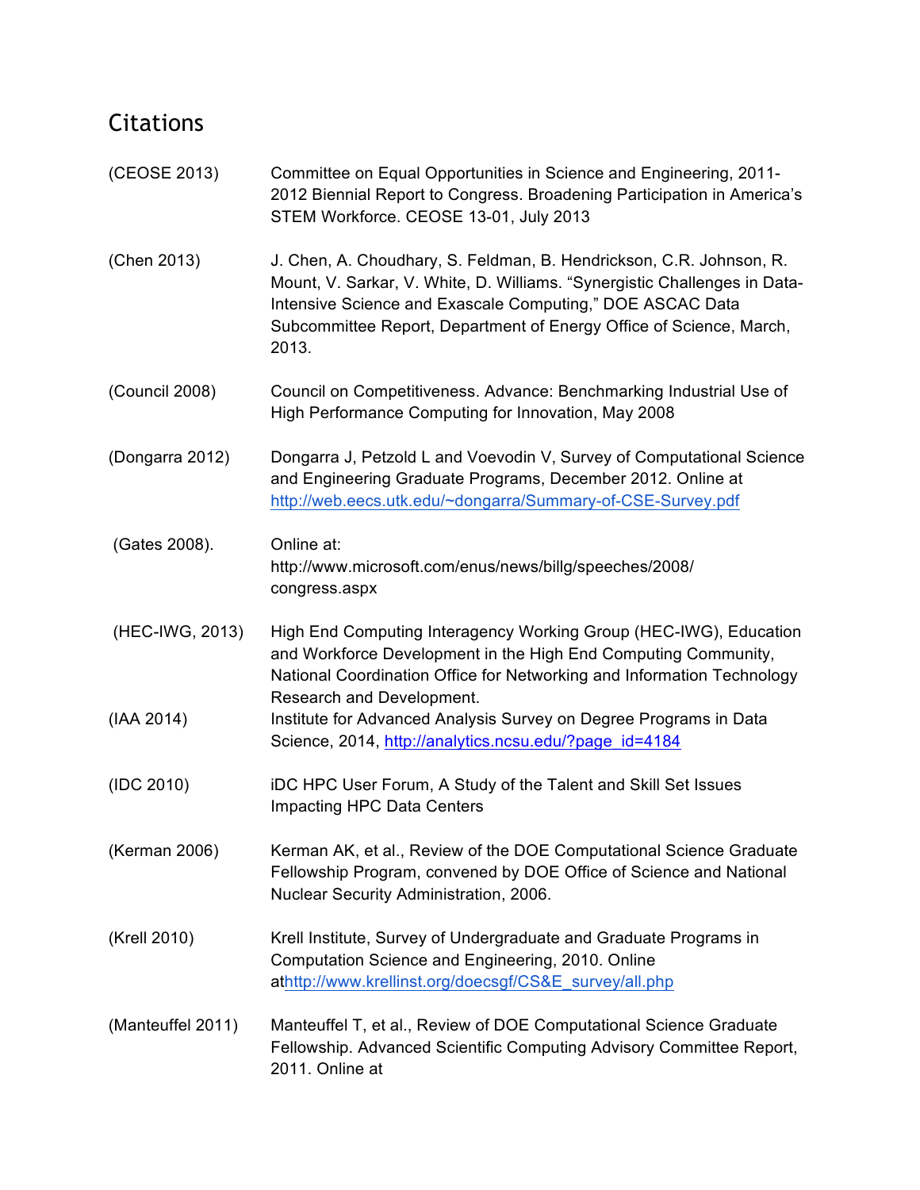## Citations

| | |
|---|---|
| (CEOSE 2013) | Committee on Equal Opportunities in Science and Engineering, 2011-2012 Biennial Report to Congress. Broadening Participation in America's STEM Workforce. CEOSE 13-01, July 2013 |
| (Chen 2013) | J. Chen, A. Choudhary, S. Feldman, B. Hendrickson, C.R. Johnson, R. Mount, V. Sarkar, V. White, D. Williams. "Synergistic Challenges in Data-Intensive Science and Exascale Computing," DOE ASCAC Data Subcommittee Report, Department of Energy Office of Science, March, 2013. |
| (Council 2008) | Council on Competitiveness. Advance: Benchmarking Industrial Use of High Performance Computing for Innovation, May 2008 |
| (Dongarra 2012) | Dongarra J, Petzold L and Voevodin V, Survey of Computational Science and Engineering Graduate Programs, December 2012. Online at http://web.eecs.utk.edu/~dongarra/Summary-of-CSE-Survey.pdf |
| (Gates 2008). | Online at: http://www.microsoft.com/enus/news/billg/speeches/2008/congress.aspx |
| (HEC-IWG, 2013) | High End Computing Interagency Working Group (HEC-IWG), Education and Workforce Development in the High End Computing Community, National Coordination Office for Networking and Information Technology Research and Development. |
| (IAA 2014) | Institute for Advanced Analysis Survey on Degree Programs in Data Science, 2014, http://analytics.ncsu.edu/?page_id=4184 |
| (IDC 2010) | iDC HPC User Forum, A Study of the Talent and Skill Set Issues Impacting HPC Data Centers |
| (Kerman 2006) | Kerman AK, et al., Review of the DOE Computational Science Graduate Fellowship Program, convened by DOE Office of Science and National Nuclear Security Administration, 2006. |
| (Krell 2010) | Krell Institute, Survey of Undergraduate and Graduate Programs in Computation Science and Engineering, 2010. Online athttp://www.krellinst.org/doecsgf/CS&E_survey/all.php |
| (Manteuffel 2011) | Manteuffel T, et al., Review of DOE Computational Science Graduate Fellowship. Advanced Scientific Computing Advisory Committee Report, 2011. Online at |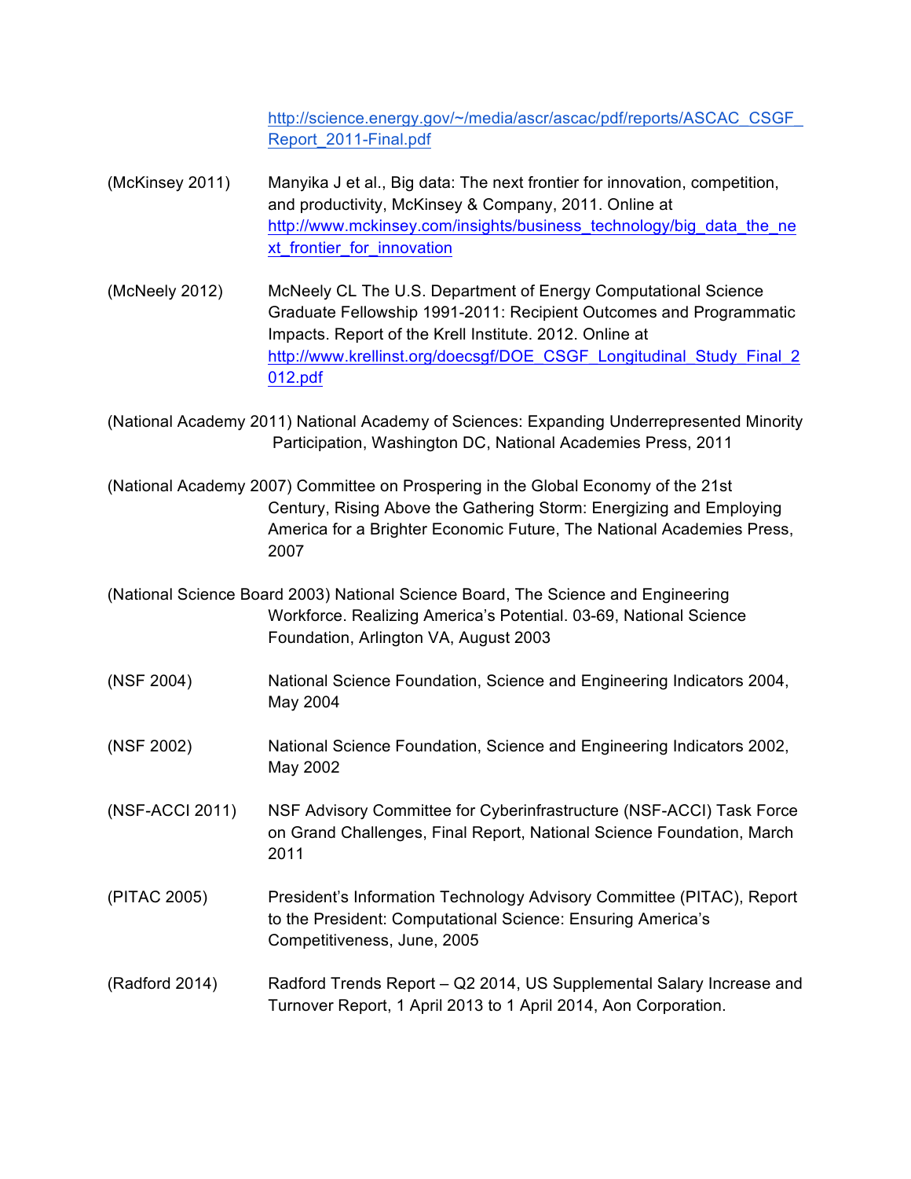http://science.energy.gov/~/media/ascr/ascac/pdf/reports/ASCAC_CSGF_Report_2011-Final.pdf

(McKinsey 2011) Manyika J et al., Big data: The next frontier for innovation, competition, and productivity, McKinsey & Company, 2011. Online at http://www.mckinsey.com/insights/business_technology/big_data_the_next_frontier_for_innovation

(McNeely 2012) McNeely CL The U.S. Department of Energy Computational Science Graduate Fellowship 1991-2011: Recipient Outcomes and Programmatic Impacts. Report of the Krell Institute. 2012. Online at http://www.krellinst.org/doecsgf/DOE_CSGF_Longitudinal_Study_Final_2012.pdf

(National Academy 2011) National Academy of Sciences: Expanding Underrepresented Minority Participation, Washington DC, National Academies Press, 2011

(National Academy 2007) Committee on Prospering in the Global Economy of the 21st Century, Rising Above the Gathering Storm: Energizing and Employing America for a Brighter Economic Future, The National Academies Press, 2007

(National Science Board 2003) National Science Board, The Science and Engineering Workforce. Realizing America's Potential. 03-69, National Science Foundation, Arlington VA, August 2003

(NSF 2004) National Science Foundation, Science and Engineering Indicators 2004, May 2004

(NSF 2002) National Science Foundation, Science and Engineering Indicators 2002, May 2002

(NSF-ACCI 2011) NSF Advisory Committee for Cyberinfrastructure (NSF-ACCI) Task Force on Grand Challenges, Final Report, National Science Foundation, March 2011

(PITAC 2005) President's Information Technology Advisory Committee (PITAC), Report to the President: Computational Science: Ensuring America's Competitiveness, June, 2005

(Radford 2014) Radford Trends Report – Q2 2014, US Supplemental Salary Increase and Turnover Report, 1 April 2013 to 1 April 2014, Aon Corporation.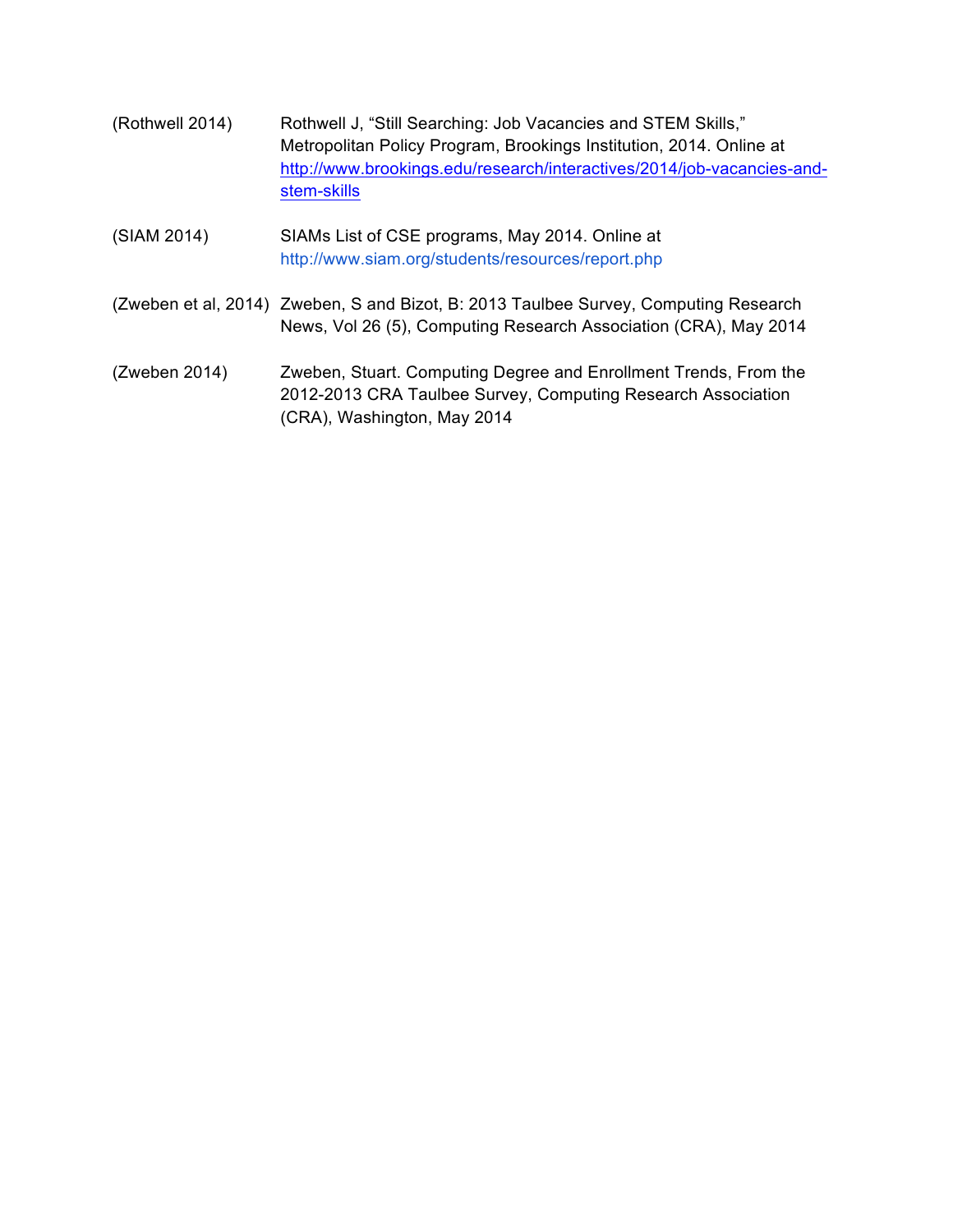(Rothwell 2014) Rothwell J, "Still Searching: Job Vacancies and STEM Skills," Metropolitan Policy Program, Brookings Institution, 2014. Online at http://www.brookings.edu/research/interactives/2014/job-vacancies-and-stem-skills

(SIAM 2014) SIAMs List of CSE programs, May 2014. Online at http://www.siam.org/students/resources/report.php

(Zweben et al, 2014) Zweben, S and Bizot, B: 2013 Taulbee Survey, Computing Research News, Vol 26 (5), Computing Research Association (CRA), May 2014

(Zweben 2014) Zweben, Stuart. Computing Degree and Enrollment Trends, From the 2012-2013 CRA Taulbee Survey, Computing Research Association (CRA), Washington, May 2014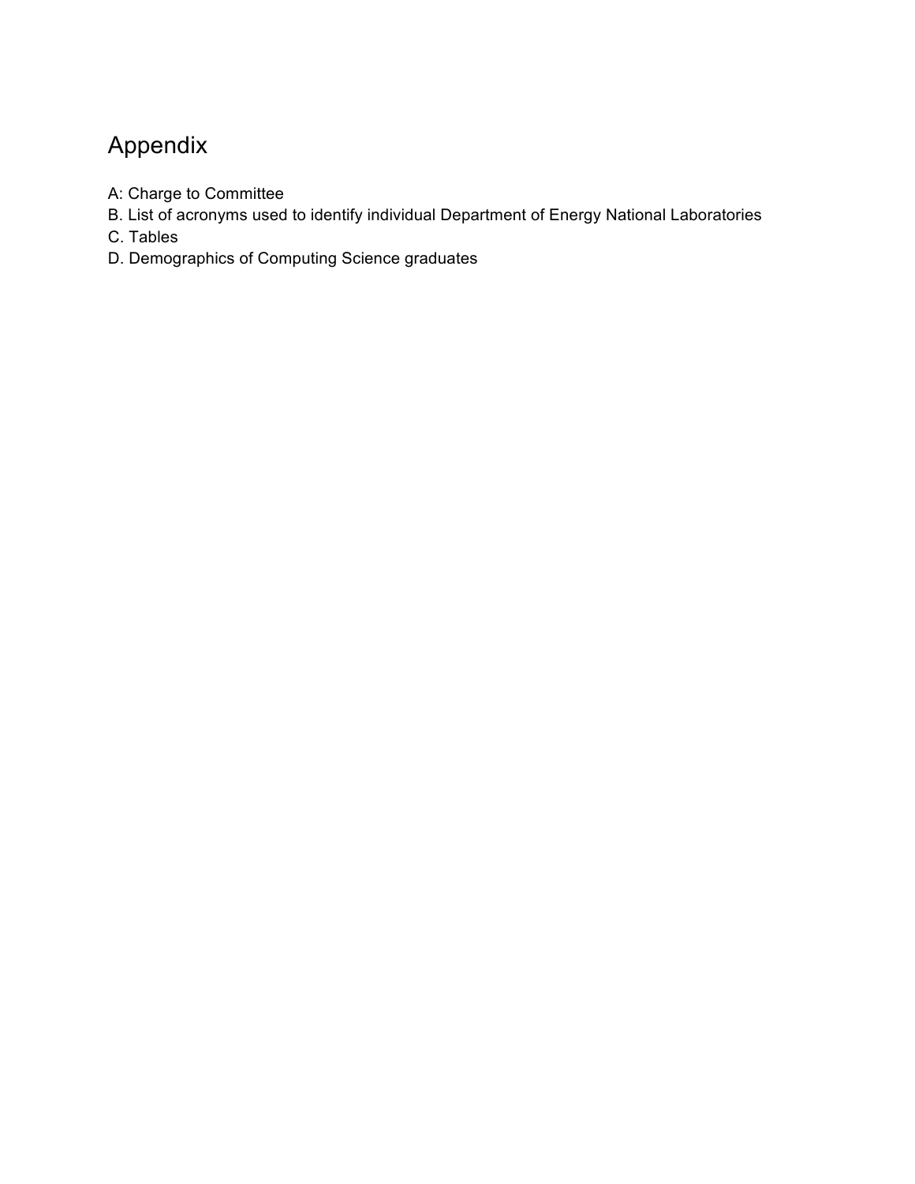# Appendix

A: Charge to Committee
B. List of acronyms used to identify individual Department of Energy National Laboratories
C. Tables
D. Demographics of Computing Science graduates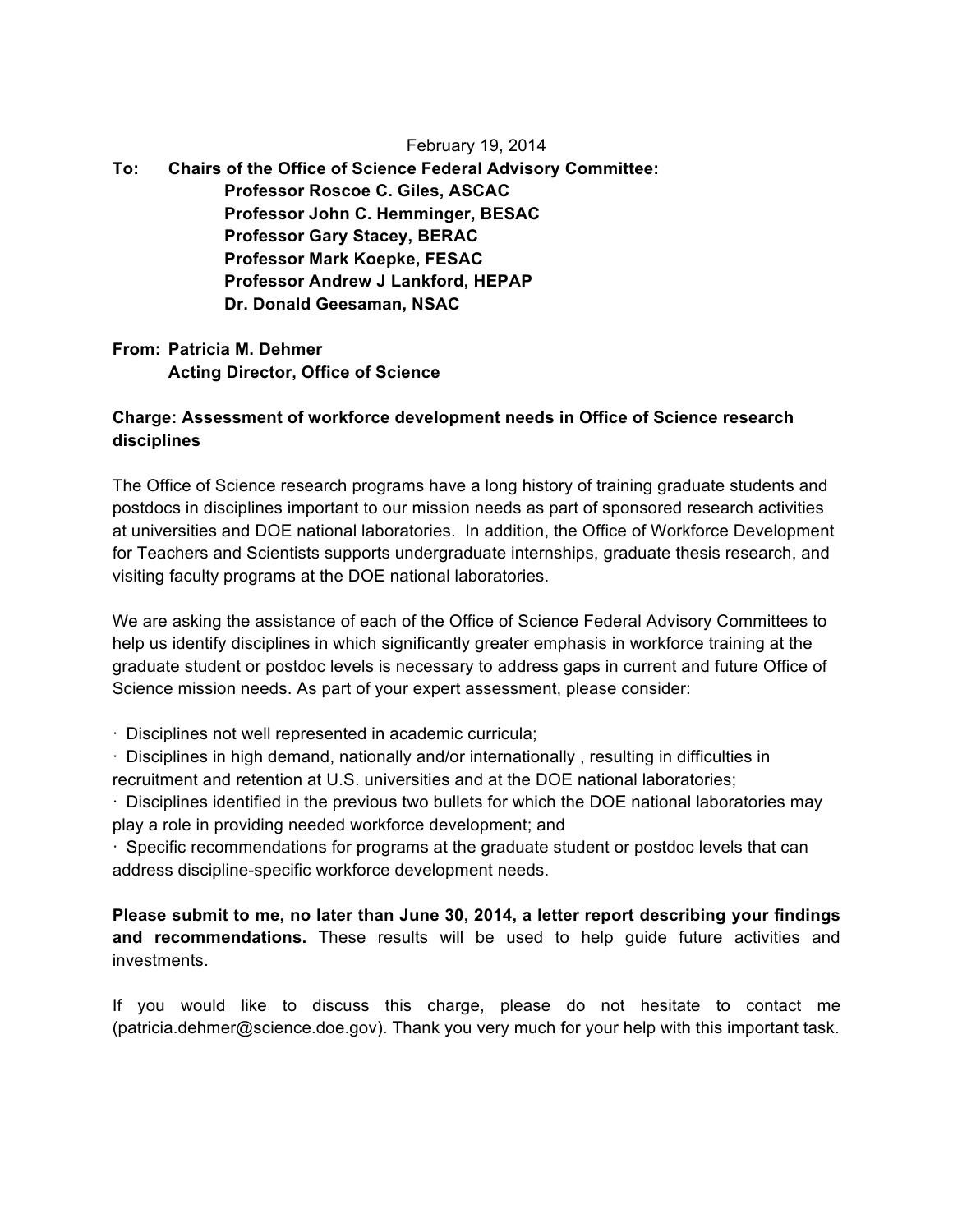February 19, 2014

**To: Chairs of the Office of Science Federal Advisory Committee:**
**Professor Roscoe C. Giles, ASCAC**
**Professor John C. Hemminger, BESAC**
**Professor Gary Stacey, BERAC**
**Professor Mark Koepke, FESAC**
**Professor Andrew J Lankford, HEPAP**
**Dr. Donald Geesaman, NSAC**

**From: Patricia M. Dehmer**
**Acting Director, Office of Science**

**Charge: Assessment of workforce development needs in Office of Science research disciplines**

The Office of Science research programs have a long history of training graduate students and postdocs in disciplines important to our mission needs as part of sponsored research activities at universities and DOE national laboratories. In addition, the Office of Workforce Development for Teachers and Scientists supports undergraduate internships, graduate thesis research, and visiting faculty programs at the DOE national laboratories.

We are asking the assistance of each of the Office of Science Federal Advisory Committees to help us identify disciplines in which significantly greater emphasis in workforce training at the graduate student or postdoc levels is necessary to address gaps in current and future Office of Science mission needs. As part of your expert assessment, please consider:

- Disciplines not well represented in academic curricula;
- Disciplines in high demand, nationally and/or internationally , resulting in difficulties in recruitment and retention at U.S. universities and at the DOE national laboratories;
- Disciplines identified in the previous two bullets for which the DOE national laboratories may play a role in providing needed workforce development; and
- Specific recommendations for programs at the graduate student or postdoc levels that can address discipline-specific workforce development needs.

**Please submit to me, no later than June 30, 2014, a letter report describing your findings and recommendations.** These results will be used to help guide future activities and investments.

If you would like to discuss this charge, please do not hesitate to contact me (patricia.dehmer@science.doe.gov). Thank you very much for your help with this important task.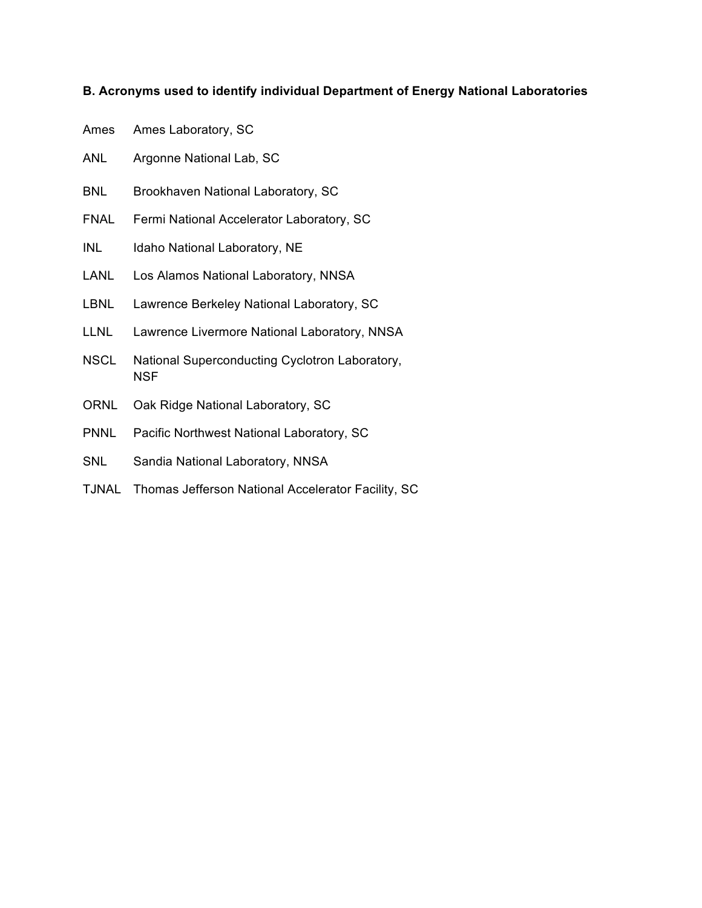### B. Acronyms used to identify individual Department of Energy National Laboratories

| | |
|---|---|
| Ames | Ames Laboratory, SC |
| ANL | Argonne National Lab, SC |
| BNL | Brookhaven National Laboratory, SC |
| FNAL | Fermi National Accelerator Laboratory, SC |
| INL | Idaho National Laboratory, NE |
| LANL | Los Alamos National Laboratory, NNSA |
| LBNL | Lawrence Berkeley National Laboratory, SC |
| LLNL | Lawrence Livermore National Laboratory, NNSA |
| NSCL | National Superconducting Cyclotron Laboratory, NSF |
| ORNL | Oak Ridge National Laboratory, SC |
| PNNL | Pacific Northwest National Laboratory, SC |
| SNL | Sandia National Laboratory, NNSA |
| TJNAL | Thomas Jefferson National Accelerator Facility, SC |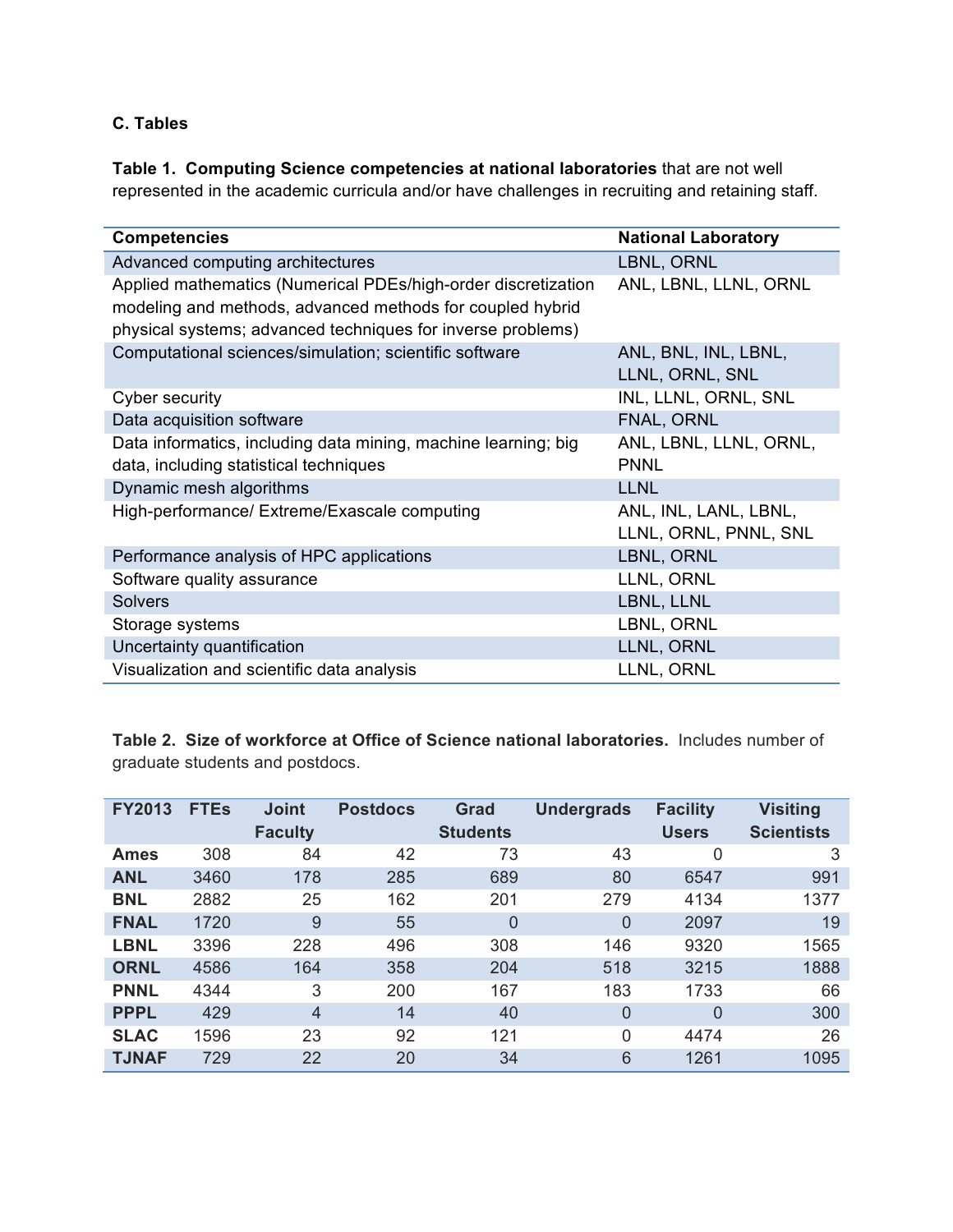**C. Tables**

**Table 1. Computing Science competencies at national laboratories** that are not well represented in the academic curricula and/or have challenges in recruiting and retaining staff.

| Competencies | National Laboratory |
|---|---|
| Advanced computing architectures | LBNL, ORNL |
| Applied mathematics (Numerical PDEs/high-order discretization modeling and methods, advanced methods for coupled hybrid physical systems; advanced techniques for inverse problems) | ANL, LBNL, LLNL, ORNL |
| Computational sciences/simulation; scientific software | ANL, BNL, INL, LBNL, LLNL, ORNL, SNL |
| Cyber security | INL, LLNL, ORNL, SNL |
| Data acquisition software | FNAL, ORNL |
| Data informatics, including data mining, machine learning; big data, including statistical techniques | ANL, LBNL, LLNL, ORNL, PNNL |
| Dynamic mesh algorithms | LLNL |
| High-performance/ Extreme/Exascale computing | ANL, INL, LANL, LBNL, LLNL, ORNL, PNNL, SNL |
| Performance analysis of HPC applications | LBNL, ORNL |
| Software quality assurance | LLNL, ORNL |
| Solvers | LBNL, LLNL |
| Storage systems | LBNL, ORNL |
| Uncertainty quantification | LLNL, ORNL |
| Visualization and scientific data analysis | LLNL, ORNL |

**Table 2. Size of workforce at Office of Science national laboratories.** Includes number of graduate students and postdocs.

| FY2013 | FTEs | Joint Faculty | Postdocs | Grad Students | Undergrads | Facility Users | Visiting Scientists |
|---|---|---|---|---|---|---|---|
| **Ames** | 308 | 84 | 42 | 73 | 43 | 0 | 3 |
| **ANL** | 3460 | 178 | 285 | 689 | 80 | 6547 | 991 |
| **BNL** | 2882 | 25 | 162 | 201 | 279 | 4134 | 1377 |
| **FNAL** | 1720 | 9 | 55 | 0 | 0 | 2097 | 19 |
| **LBNL** | 3396 | 228 | 496 | 308 | 146 | 9320 | 1565 |
| **ORNL** | 4586 | 164 | 358 | 204 | 518 | 3215 | 1888 |
| **PNNL** | 4344 | 3 | 200 | 167 | 183 | 1733 | 66 |
| **PPPL** | 429 | 4 | 14 | 40 | 0 | 0 | 300 |
| **SLAC** | 1596 | 23 | 92 | 121 | 0 | 4474 | 26 |
| **TJNAF** | 729 | 22 | 20 | 34 | 6 | 1261 | 1095 |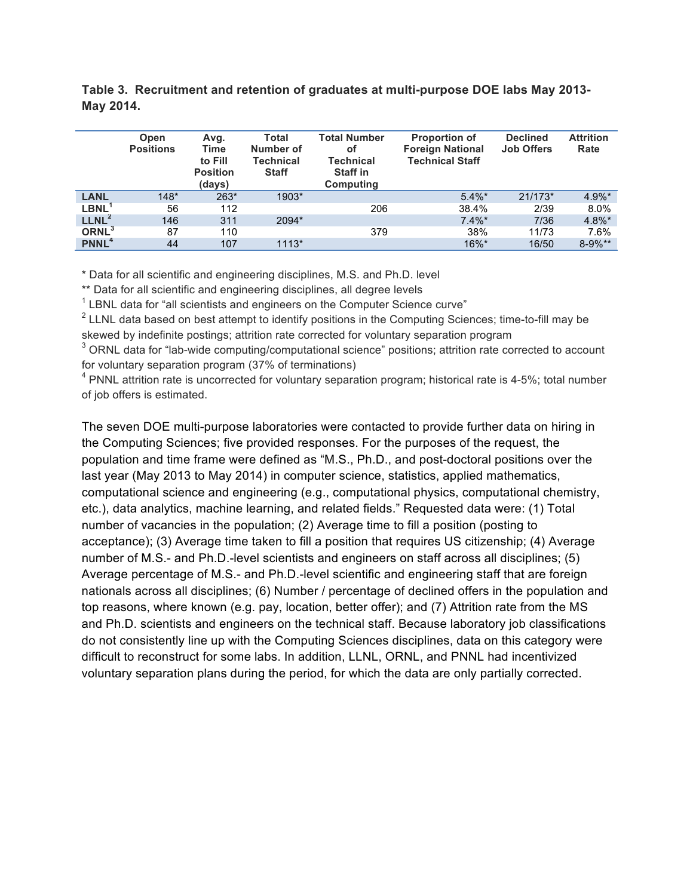**Table 3. Recruitment and retention of graduates at multi-purpose DOE labs May 2013-May 2014.**

| | Open Positions | Avg. Time to Fill Position (days) | Total Number of Technical Staff | Total Number of Technical Staff in Computing | Proportion of Foreign National Technical Staff | Declined Job Offers | Attrition Rate |
|---|---|---|---|---|---|---|---|
| LANL | 148* | 263* | 1903* | | 5.4%* | 21/173* | 4.9%* |
| LBNL[1] | 56 | 112 | | 206 | 38.4% | 2/39 | 8.0% |
| LLNL[2] | 146 | 311 | 2094* | | 7.4%* | 7/36 | 4.8%* |
| ORNL[3] | 87 | 110 | | 379 | 38% | 11/73 | 7.6% |
| PNNL[4] | 44 | 107 | 1113* | | 16%* | 16/50 | 8-9%** |

\* Data for all scientific and engineering disciplines, M.S. and Ph.D. level

** Data for all scientific and engineering disciplines, all degree levels

[1] LBNL data for "all scientists and engineers on the Computer Science curve"

[2] LLNL data based on best attempt to identify positions in the Computing Sciences; time-to-fill may be skewed by indefinite postings; attrition rate corrected for voluntary separation program

[3] ORNL data for "lab-wide computing/computational science" positions; attrition rate corrected to account for voluntary separation program (37% of terminations)

[4] PNNL attrition rate is uncorrected for voluntary separation program; historical rate is 4-5%; total number of job offers is estimated.

The seven DOE multi-purpose laboratories were contacted to provide further data on hiring in the Computing Sciences; five provided responses. For the purposes of the request, the population and time frame were defined as "M.S., Ph.D., and post-doctoral positions over the last year (May 2013 to May 2014) in computer science, statistics, applied mathematics, computational science and engineering (e.g., computational physics, computational chemistry, etc.), data analytics, machine learning, and related fields." Requested data were: (1) Total number of vacancies in the population; (2) Average time to fill a position (posting to acceptance); (3) Average time taken to fill a position that requires US citizenship; (4) Average number of M.S.- and Ph.D.-level scientists and engineers on staff across all disciplines; (5) Average percentage of M.S.- and Ph.D.-level scientific and engineering staff that are foreign nationals across all disciplines; (6) Number / percentage of declined offers in the population and top reasons, where known (e.g. pay, location, better offer); and (7) Attrition rate from the MS and Ph.D. scientists and engineers on the technical staff. Because laboratory job classifications do not consistently line up with the Computing Sciences disciplines, data on this category were difficult to reconstruct for some labs. In addition, LLNL, ORNL, and PNNL had incentivized voluntary separation plans during the period, for which the data are only partially corrected.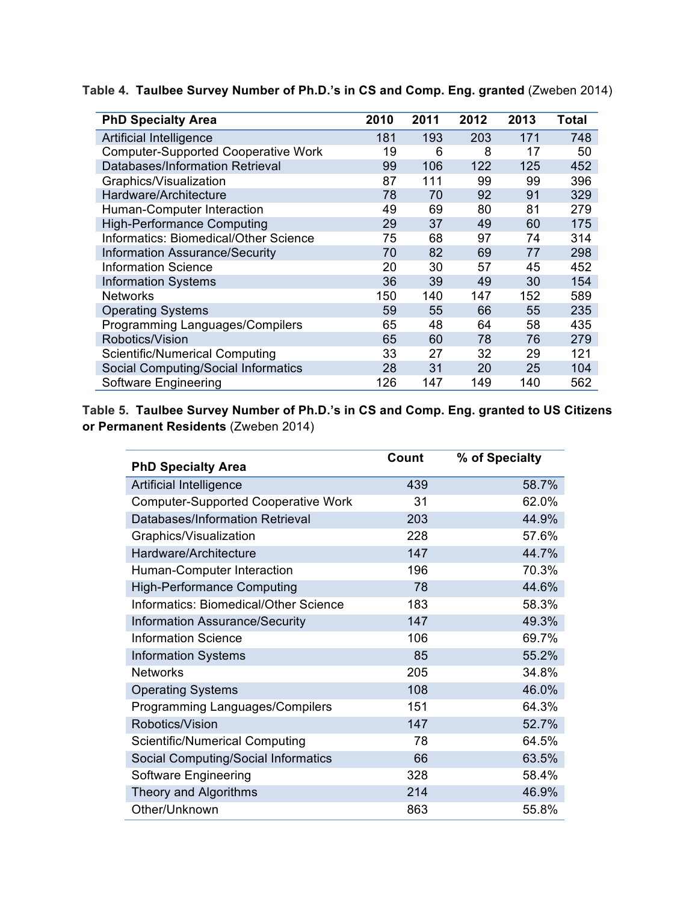**Table 4. Taulbee Survey Number of Ph.D.'s in CS and Comp. Eng. granted** (Zweben 2014)

| PhD Specialty Area | 2010 | 2011 | 2012 | 2013 | Total |
|---|---|---|---|---|---|
| Artificial Intelligence | 181 | 193 | 203 | 171 | 748 |
| Computer-Supported Cooperative Work | 19 | 6 | 8 | 17 | 50 |
| Databases/Information Retrieval | 99 | 106 | 122 | 125 | 452 |
| Graphics/Visualization | 87 | 111 | 99 | 99 | 396 |
| Hardware/Architecture | 78 | 70 | 92 | 91 | 329 |
| Human-Computer Interaction | 49 | 69 | 80 | 81 | 279 |
| High-Performance Computing | 29 | 37 | 49 | 60 | 175 |
| Informatics: Biomedical/Other Science | 75 | 68 | 97 | 74 | 314 |
| Information Assurance/Security | 70 | 82 | 69 | 77 | 298 |
| Information Science | 20 | 30 | 57 | 45 | 452 |
| Information Systems | 36 | 39 | 49 | 30 | 154 |
| Networks | 150 | 140 | 147 | 152 | 589 |
| Operating Systems | 59 | 55 | 66 | 55 | 235 |
| Programming Languages/Compilers | 65 | 48 | 64 | 58 | 435 |
| Robotics/Vision | 65 | 60 | 78 | 76 | 279 |
| Scientific/Numerical Computing | 33 | 27 | 32 | 29 | 121 |
| Social Computing/Social Informatics | 28 | 31 | 20 | 25 | 104 |
| Software Engineering | 126 | 147 | 149 | 140 | 562 |

**Table 5. Taulbee Survey Number of Ph.D.'s in CS and Comp. Eng. granted to US Citizens or Permanent Residents** (Zweben 2014)

| PhD Specialty Area | Count | % of Specialty |
|---|---|---|
| Artificial Intelligence | 439 | 58.7% |
| Computer-Supported Cooperative Work | 31 | 62.0% |
| Databases/Information Retrieval | 203 | 44.9% |
| Graphics/Visualization | 228 | 57.6% |
| Hardware/Architecture | 147 | 44.7% |
| Human-Computer Interaction | 196 | 70.3% |
| High-Performance Computing | 78 | 44.6% |
| Informatics: Biomedical/Other Science | 183 | 58.3% |
| Information Assurance/Security | 147 | 49.3% |
| Information Science | 106 | 69.7% |
| Information Systems | 85 | 55.2% |
| Networks | 205 | 34.8% |
| Operating Systems | 108 | 46.0% |
| Programming Languages/Compilers | 151 | 64.3% |
| Robotics/Vision | 147 | 52.7% |
| Scientific/Numerical Computing | 78 | 64.5% |
| Social Computing/Social Informatics | 66 | 63.5% |
| Software Engineering | 328 | 58.4% |
| Theory and Algorithms | 214 | 46.9% |
| Other/Unknown | 863 | 55.8% |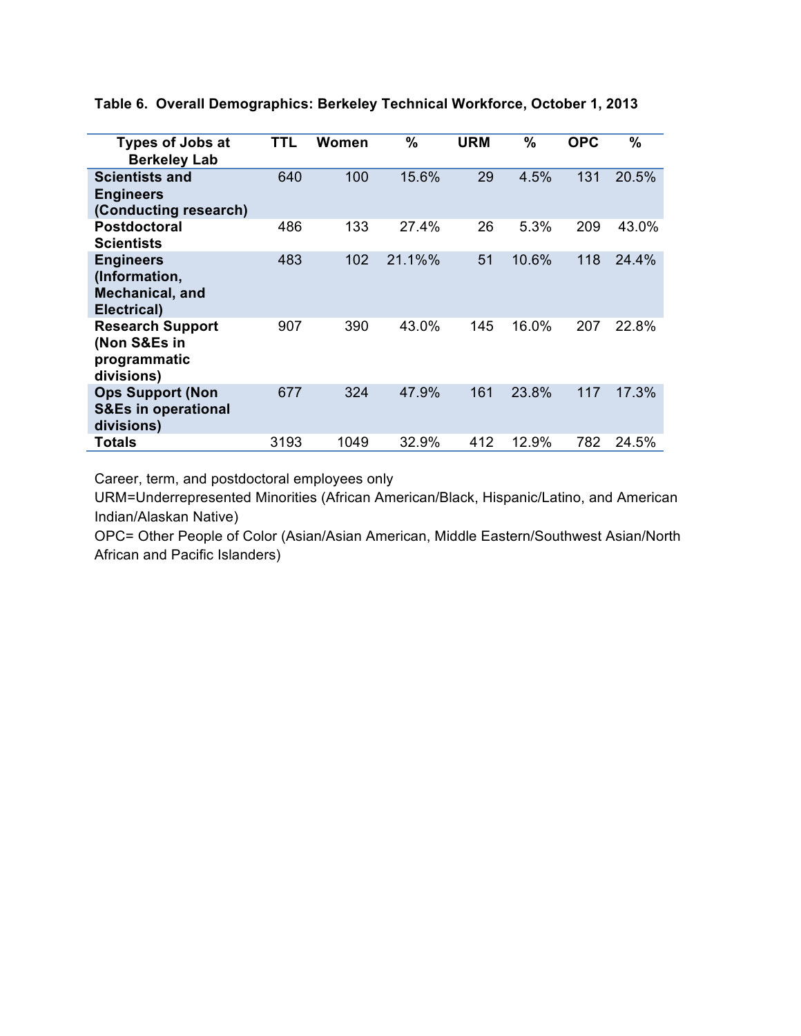**Table 6. Overall Demographics: Berkeley Technical Workforce, October 1, 2013**

| Types of Jobs at Berkeley Lab | TTL | Women | % | URM | % | OPC | % |
|---|---|---|---|---|---|---|---|
| **Scientists and Engineers (Conducting research)** | 640 | 100 | 15.6% | 29 | 4.5% | 131 | 20.5% |
| **Postdoctoral Scientists** | 486 | 133 | 27.4% | 26 | 5.3% | 209 | 43.0% |
| **Engineers (Information, Mechanical, and Electrical)** | 483 | 102 | 21.1%% | 51 | 10.6% | 118 | 24.4% |
| **Research Support (Non S&Es in programmatic divisions)** | 907 | 390 | 43.0% | 145 | 16.0% | 207 | 22.8% |
| **Ops Support (Non S&Es in operational divisions)** | 677 | 324 | 47.9% | 161 | 23.8% | 117 | 17.3% |
| **Totals** | 3193 | 1049 | 32.9% | 412 | 12.9% | 782 | 24.5% |

Career, term, and postdoctoral employees only

URM=Underrepresented Minorities (African American/Black, Hispanic/Latino, and American Indian/Alaskan Native)

OPC= Other People of Color (Asian/Asian American, Middle Eastern/Southwest Asian/North African and Pacific Islanders)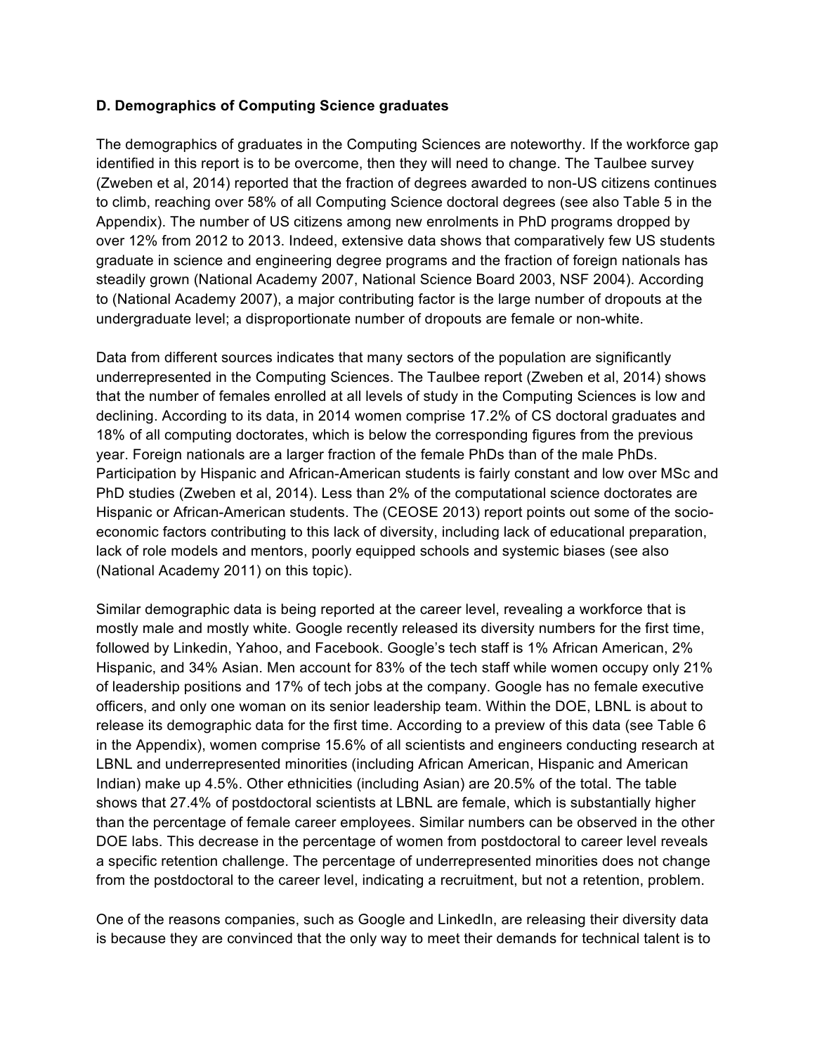### D. Demographics of Computing Science graduates

The demographics of graduates in the Computing Sciences are noteworthy. If the workforce gap identified in this report is to be overcome, then they will need to change. The Taulbee survey (Zweben et al, 2014) reported that the fraction of degrees awarded to non-US citizens continues to climb, reaching over 58% of all Computing Science doctoral degrees (see also Table 5 in the Appendix). The number of US citizens among new enrolments in PhD programs dropped by over 12% from 2012 to 2013. Indeed, extensive data shows that comparatively few US students graduate in science and engineering degree programs and the fraction of foreign nationals has steadily grown (National Academy 2007, National Science Board 2003, NSF 2004). According to (National Academy 2007), a major contributing factor is the large number of dropouts at the undergraduate level; a disproportionate number of dropouts are female or non-white.

Data from different sources indicates that many sectors of the population are significantly underrepresented in the Computing Sciences. The Taulbee report (Zweben et al, 2014) shows that the number of females enrolled at all levels of study in the Computing Sciences is low and declining. According to its data, in 2014 women comprise 17.2% of CS doctoral graduates and 18% of all computing doctorates, which is below the corresponding figures from the previous year. Foreign nationals are a larger fraction of the female PhDs than of the male PhDs. Participation by Hispanic and African-American students is fairly constant and low over MSc and PhD studies (Zweben et al, 2014). Less than 2% of the computational science doctorates are Hispanic or African-American students. The (CEOSE 2013) report points out some of the socio-economic factors contributing to this lack of diversity, including lack of educational preparation, lack of role models and mentors, poorly equipped schools and systemic biases (see also (National Academy 2011) on this topic).

Similar demographic data is being reported at the career level, revealing a workforce that is mostly male and mostly white. Google recently released its diversity numbers for the first time, followed by Linkedin, Yahoo, and Facebook. Google's tech staff is 1% African American, 2% Hispanic, and 34% Asian. Men account for 83% of the tech staff while women occupy only 21% of leadership positions and 17% of tech jobs at the company. Google has no female executive officers, and only one woman on its senior leadership team. Within the DOE, LBNL is about to release its demographic data for the first time. According to a preview of this data (see Table 6 in the Appendix), women comprise 15.6% of all scientists and engineers conducting research at LBNL and underrepresented minorities (including African American, Hispanic and American Indian) make up 4.5%. Other ethnicities (including Asian) are 20.5% of the total. The table shows that 27.4% of postdoctoral scientists at LBNL are female, which is substantially higher than the percentage of female career employees. Similar numbers can be observed in the other DOE labs. This decrease in the percentage of women from postdoctoral to career level reveals a specific retention challenge. The percentage of underrepresented minorities does not change from the postdoctoral to the career level, indicating a recruitment, but not a retention, problem.

One of the reasons companies, such as Google and LinkedIn, are releasing their diversity data is because they are convinced that the only way to meet their demands for technical talent is to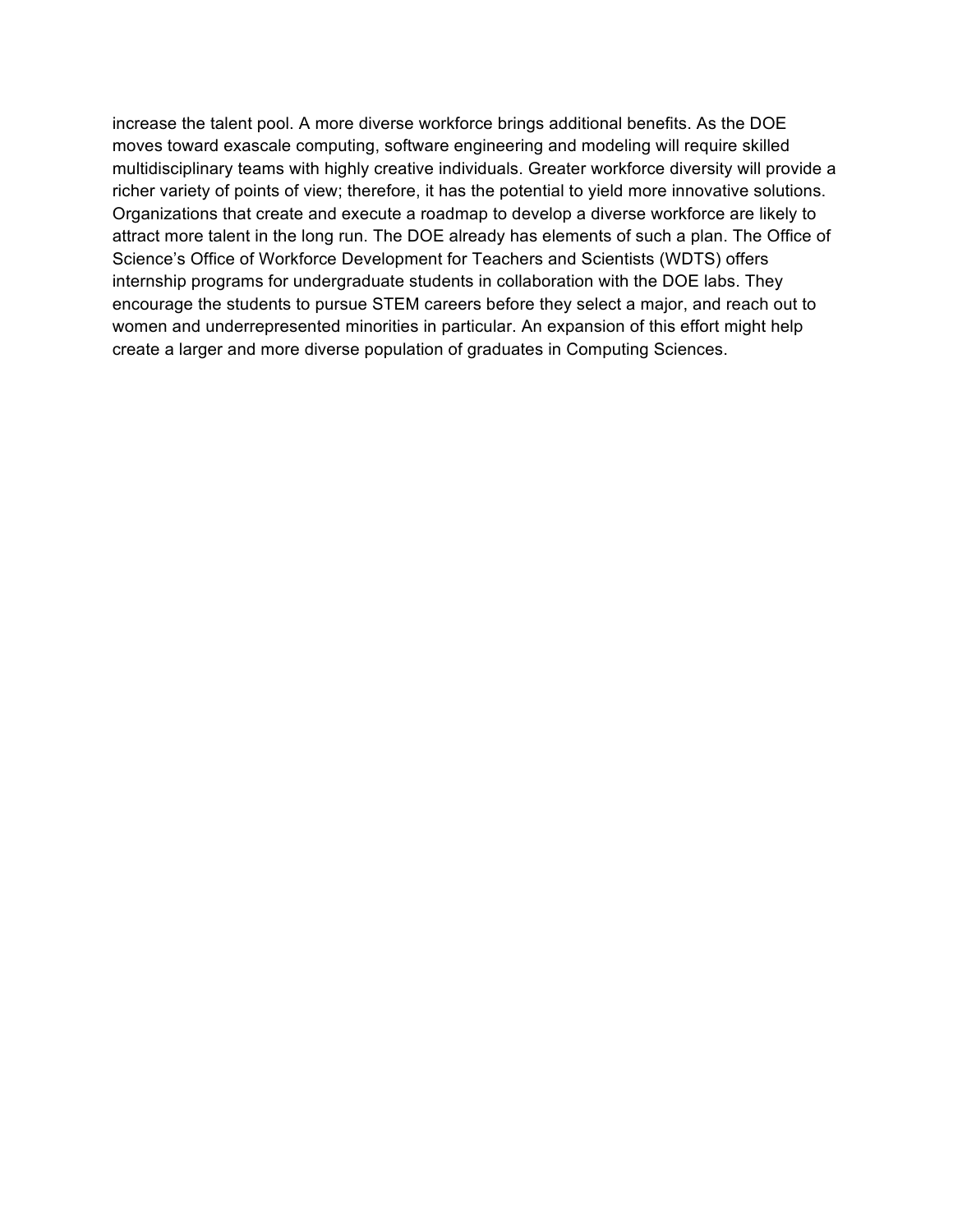increase the talent pool. A more diverse workforce brings additional benefits. As the DOE moves toward exascale computing, software engineering and modeling will require skilled multidisciplinary teams with highly creative individuals. Greater workforce diversity will provide a richer variety of points of view; therefore, it has the potential to yield more innovative solutions. Organizations that create and execute a roadmap to develop a diverse workforce are likely to attract more talent in the long run. The DOE already has elements of such a plan. The Office of Science's Office of Workforce Development for Teachers and Scientists (WDTS) offers internship programs for undergraduate students in collaboration with the DOE labs. They encourage the students to pursue STEM careers before they select a major, and reach out to women and underrepresented minorities in particular. An expansion of this effort might help create a larger and more diverse population of graduates in Computing Sciences.